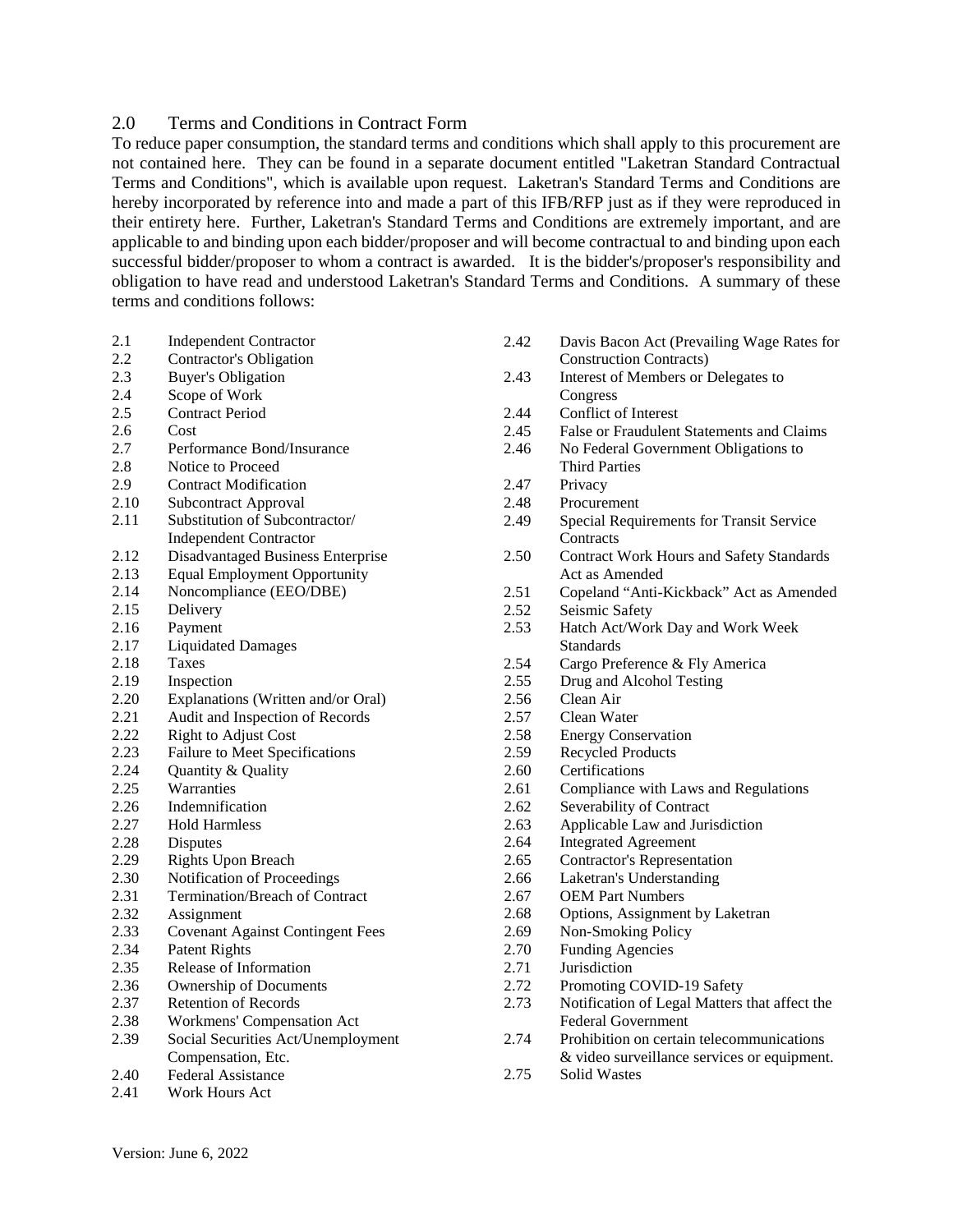## 2.0 Terms and Conditions in Contract Form

To reduce paper consumption, the standard terms and conditions which shall apply to this procurement are not contained here. They can be found in a separate document entitled "Laketran Standard Contractual Terms and Conditions", which is available upon request. Laketran's Standard Terms and Conditions are hereby incorporated by reference into and made a part of this IFB/RFP just as if they were reproduced in their entirety here. Further, Laketran's Standard Terms and Conditions are extremely important, and are applicable to and binding upon each bidder/proposer and will become contractual to and binding upon each successful bidder/proposer to whom a contract is awarded. It is the bidder's/proposer's responsibility and obligation to have read and understood Laketran's Standard Terms and Conditions. A summary of these terms and conditions follows:

2.1 Independent Contractor
2.2 Contractor's Obligation
2.3 Buyer's Obligation
2.4 Scope of Work
2.5 Contract Period
2.6 Cost
2.7 Performance Bond/Insurance
2.8 Notice to Proceed
2.9 Contract Modification
2.10 Subcontract Approval
2.11 Substitution of Subcontractor/ Independent Contractor
2.12 Disadvantaged Business Enterprise
2.13 Equal Employment Opportunity
2.14 Noncompliance (EEO/DBE)
2.15 Delivery
2.16 Payment
2.17 Liquidated Damages
2.18 Taxes
2.19 Inspection
2.20 Explanations (Written and/or Oral)
2.21 Audit and Inspection of Records
2.22 Right to Adjust Cost
2.23 Failure to Meet Specifications
2.24 Quantity & Quality
2.25 Warranties
2.26 Indemnification
2.27 Hold Harmless
2.28 Disputes
2.29 Rights Upon Breach
2.30 Notification of Proceedings
2.31 Termination/Breach of Contract
2.32 Assignment
2.33 Covenant Against Contingent Fees
2.34 Patent Rights
2.35 Release of Information
2.36 Ownership of Documents
2.37 Retention of Records
2.38 Workmens' Compensation Act
2.39 Social Securities Act/Unemployment Compensation, Etc.
2.40 Federal Assistance
2.41 Work Hours Act
2.42 Davis Bacon Act (Prevailing Wage Rates for Construction Contracts)
2.43 Interest of Members or Delegates to Congress
2.44 Conflict of Interest
2.45 False or Fraudulent Statements and Claims
2.46 No Federal Government Obligations to Third Parties
2.47 Privacy
2.48 Procurement
2.49 Special Requirements for Transit Service Contracts
2.50 Contract Work Hours and Safety Standards Act as Amended
2.51 Copeland "Anti-Kickback" Act as Amended
2.52 Seismic Safety
2.53 Hatch Act/Work Day and Work Week Standards
2.54 Cargo Preference & Fly America
2.55 Drug and Alcohol Testing
2.56 Clean Air
2.57 Clean Water
2.58 Energy Conservation
2.59 Recycled Products
2.60 Certifications
2.61 Compliance with Laws and Regulations
2.62 Severability of Contract
2.63 Applicable Law and Jurisdiction
2.64 Integrated Agreement
2.65 Contractor's Representation
2.66 Laketran's Understanding
2.67 OEM Part Numbers
2.68 Options, Assignment by Laketran
2.69 Non-Smoking Policy
2.70 Funding Agencies
2.71 Jurisdiction
2.72 Promoting COVID-19 Safety
2.73 Notification of Legal Matters that affect the Federal Government
2.74 Prohibition on certain telecommunications & video surveillance services or equipment.
2.75 Solid Wastes

Version: June 6, 2022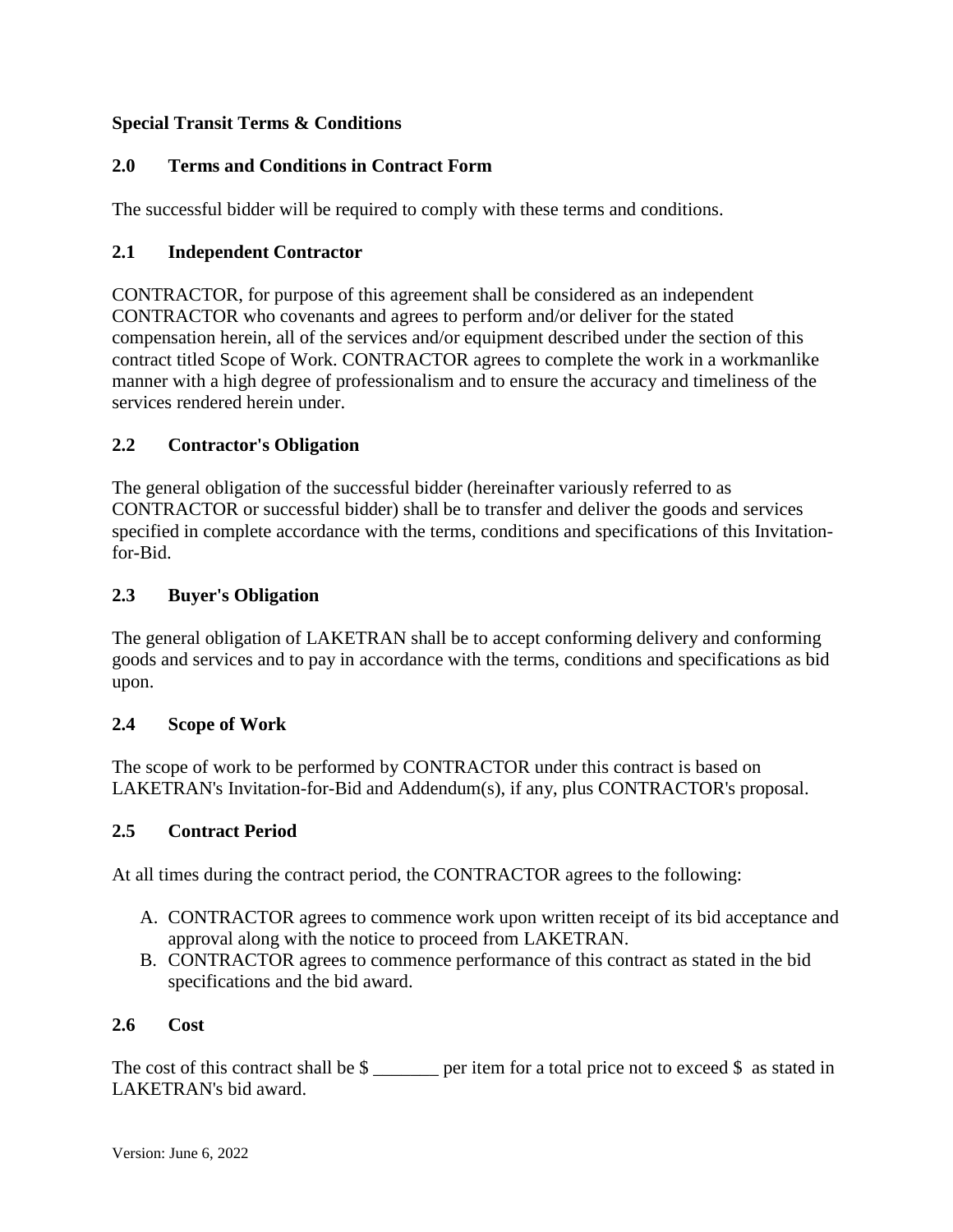**Special Transit Terms & Conditions**

## 2.0 Terms and Conditions in Contract Form

The successful bidder will be required to comply with these terms and conditions.

## 2.1 Independent Contractor

CONTRACTOR, for purpose of this agreement shall be considered as an independent CONTRACTOR who covenants and agrees to perform and/or deliver for the stated compensation herein, all of the services and/or equipment described under the section of this contract titled Scope of Work. CONTRACTOR agrees to complete the work in a workmanlike manner with a high degree of professionalism and to ensure the accuracy and timeliness of the services rendered herein under.

## 2.2 Contractor's Obligation

The general obligation of the successful bidder (hereinafter variously referred to as CONTRACTOR or successful bidder) shall be to transfer and deliver the goods and services specified in complete accordance with the terms, conditions and specifications of this Invitation-for-Bid.

## 2.3 Buyer's Obligation

The general obligation of LAKETRAN shall be to accept conforming delivery and conforming goods and services and to pay in accordance with the terms, conditions and specifications as bid upon.

## 2.4 Scope of Work

The scope of work to be performed by CONTRACTOR under this contract is based on LAKETRAN's Invitation-for-Bid and Addendum(s), if any, plus CONTRACTOR's proposal.

## 2.5 Contract Period

At all times during the contract period, the CONTRACTOR agrees to the following:

A. CONTRACTOR agrees to commence work upon written receipt of its bid acceptance and approval along with the notice to proceed from LAKETRAN.
B. CONTRACTOR agrees to commence performance of this contract as stated in the bid specifications and the bid award.

## 2.6 Cost

The cost of this contract shall be $ _______ per item for a total price not to exceed $ as stated in LAKETRAN's bid award.

Version: June 6, 2022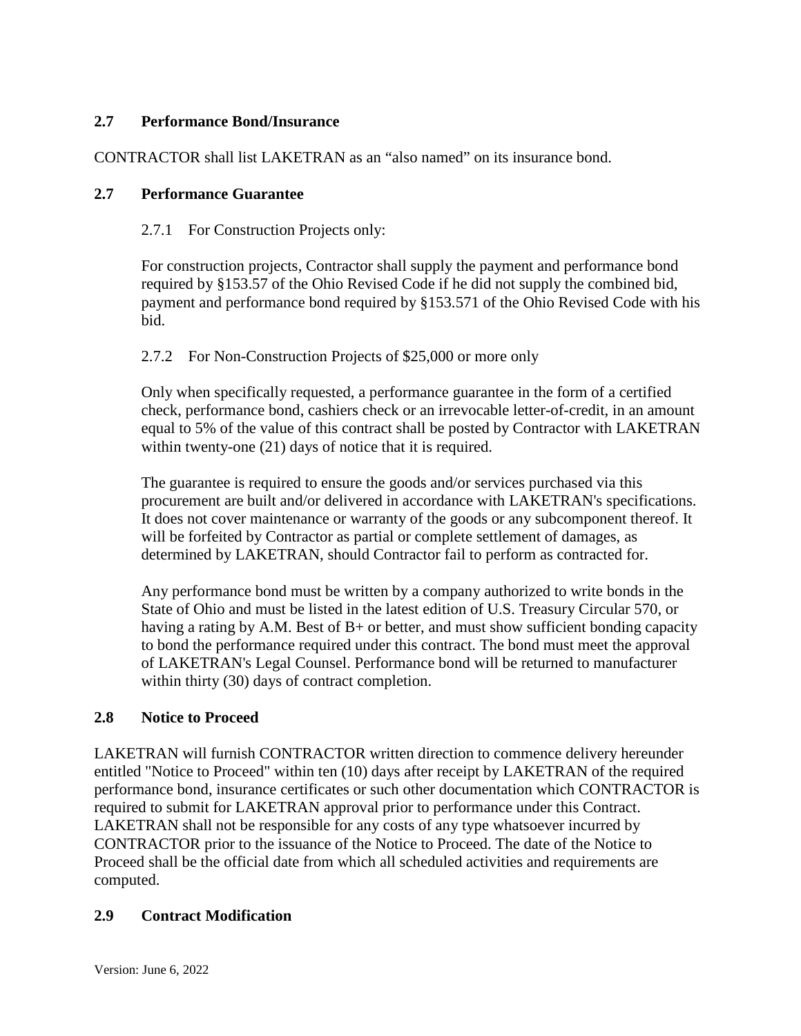## 2.7 Performance Bond/Insurance

CONTRACTOR shall list LAKETRAN as an "also named" on its insurance bond.

## 2.7 Performance Guarantee

### 2.7.1 For Construction Projects only:

For construction projects, Contractor shall supply the payment and performance bond required by §153.57 of the Ohio Revised Code if he did not supply the combined bid, payment and performance bond required by §153.571 of the Ohio Revised Code with his bid.

### 2.7.2 For Non-Construction Projects of $25,000 or more only

Only when specifically requested, a performance guarantee in the form of a certified check, performance bond, cashiers check or an irrevocable letter-of-credit, in an amount equal to 5% of the value of this contract shall be posted by Contractor with LAKETRAN within twenty-one (21) days of notice that it is required.

The guarantee is required to ensure the goods and/or services purchased via this procurement are built and/or delivered in accordance with LAKETRAN's specifications. It does not cover maintenance or warranty of the goods or any subcomponent thereof. It will be forfeited by Contractor as partial or complete settlement of damages, as determined by LAKETRAN, should Contractor fail to perform as contracted for.

Any performance bond must be written by a company authorized to write bonds in the State of Ohio and must be listed in the latest edition of U.S. Treasury Circular 570, or having a rating by A.M. Best of B+ or better, and must show sufficient bonding capacity to bond the performance required under this contract. The bond must meet the approval of LAKETRAN's Legal Counsel. Performance bond will be returned to manufacturer within thirty (30) days of contract completion.

## 2.8 Notice to Proceed

LAKETRAN will furnish CONTRACTOR written direction to commence delivery hereunder entitled "Notice to Proceed" within ten (10) days after receipt by LAKETRAN of the required performance bond, insurance certificates or such other documentation which CONTRACTOR is required to submit for LAKETRAN approval prior to performance under this Contract. LAKETRAN shall not be responsible for any costs of any type whatsoever incurred by CONTRACTOR prior to the issuance of the Notice to Proceed. The date of the Notice to Proceed shall be the official date from which all scheduled activities and requirements are computed.

## 2.9 Contract Modification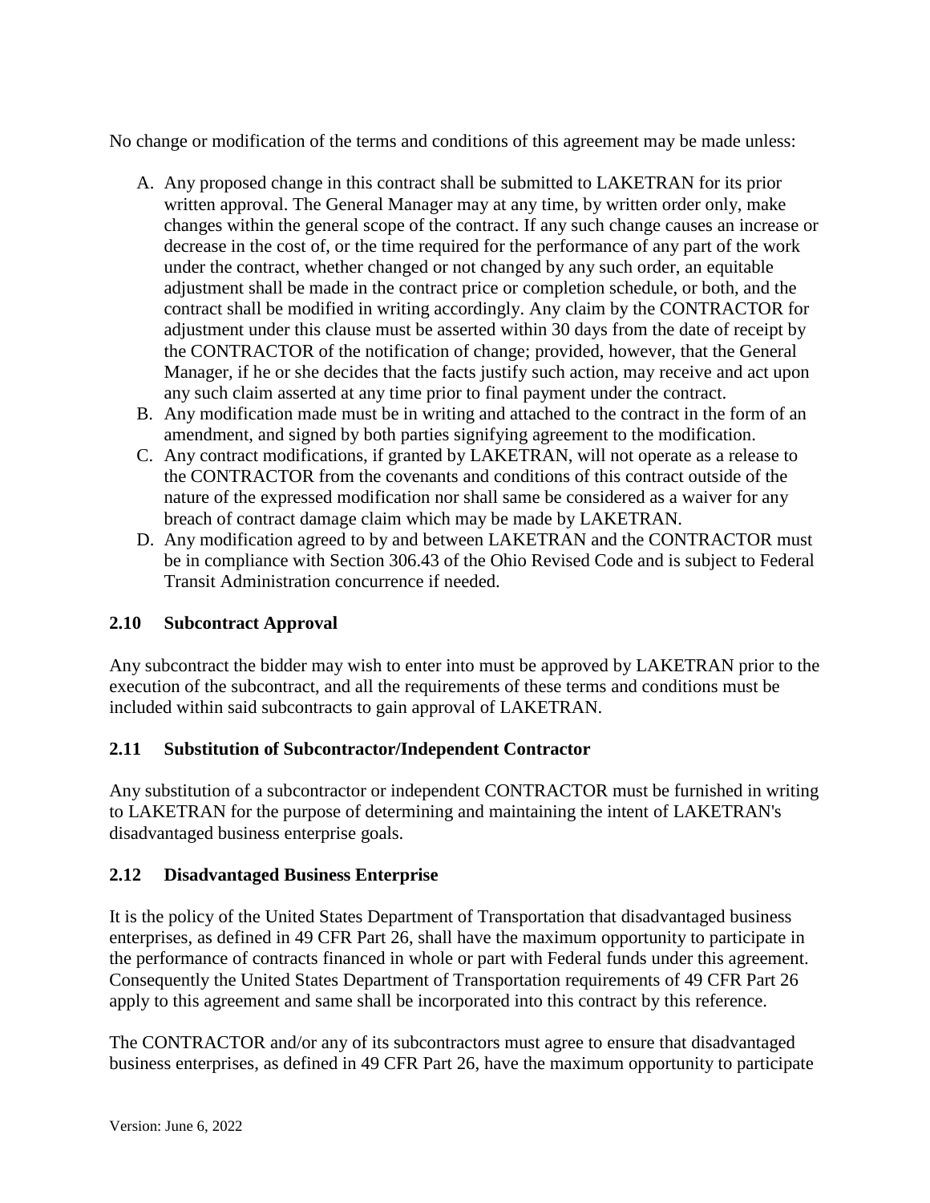No change or modification of the terms and conditions of this agreement may be made unless:

A. Any proposed change in this contract shall be submitted to LAKETRAN for its prior written approval. The General Manager may at any time, by written order only, make changes within the general scope of the contract. If any such change causes an increase or decrease in the cost of, or the time required for the performance of any part of the work under the contract, whether changed or not changed by any such order, an equitable adjustment shall be made in the contract price or completion schedule, or both, and the contract shall be modified in writing accordingly. Any claim by the CONTRACTOR for adjustment under this clause must be asserted within 30 days from the date of receipt by the CONTRACTOR of the notification of change; provided, however, that the General Manager, if he or she decides that the facts justify such action, may receive and act upon any such claim asserted at any time prior to final payment under the contract.
B. Any modification made must be in writing and attached to the contract in the form of an amendment, and signed by both parties signifying agreement to the modification.
C. Any contract modifications, if granted by LAKETRAN, will not operate as a release to the CONTRACTOR from the covenants and conditions of this contract outside of the nature of the expressed modification nor shall same be considered as a waiver for any breach of contract damage claim which may be made by LAKETRAN.
D. Any modification agreed to by and between LAKETRAN and the CONTRACTOR must be in compliance with Section 306.43 of the Ohio Revised Code and is subject to Federal Transit Administration concurrence if needed.

### 2.10 Subcontract Approval

Any subcontract the bidder may wish to enter into must be approved by LAKETRAN prior to the execution of the subcontract, and all the requirements of these terms and conditions must be included within said subcontracts to gain approval of LAKETRAN.

### 2.11 Substitution of Subcontractor/Independent Contractor

Any substitution of a subcontractor or independent CONTRACTOR must be furnished in writing to LAKETRAN for the purpose of determining and maintaining the intent of LAKETRAN's disadvantaged business enterprise goals.

### 2.12 Disadvantaged Business Enterprise

It is the policy of the United States Department of Transportation that disadvantaged business enterprises, as defined in 49 CFR Part 26, shall have the maximum opportunity to participate in the performance of contracts financed in whole or part with Federal funds under this agreement. Consequently the United States Department of Transportation requirements of 49 CFR Part 26 apply to this agreement and same shall be incorporated into this contract by this reference.

The CONTRACTOR and/or any of its subcontractors must agree to ensure that disadvantaged business enterprises, as defined in 49 CFR Part 26, have the maximum opportunity to participate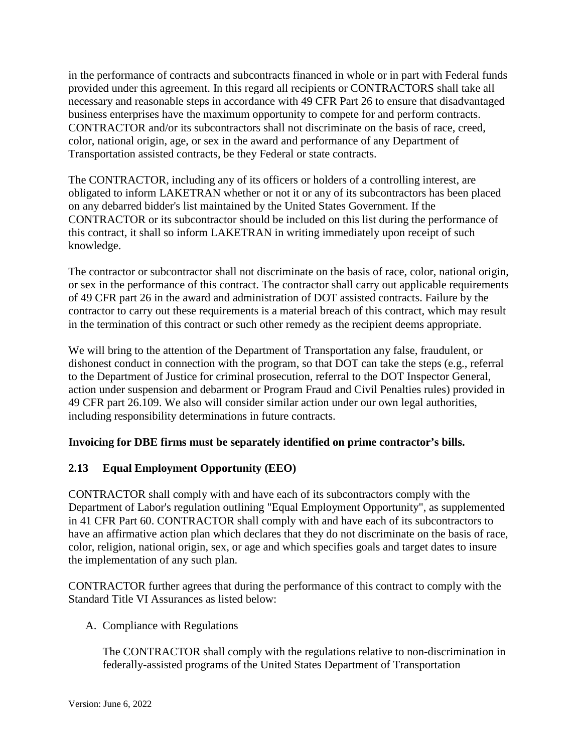in the performance of contracts and subcontracts financed in whole or in part with Federal funds provided under this agreement. In this regard all recipients or CONTRACTORS shall take all necessary and reasonable steps in accordance with 49 CFR Part 26 to ensure that disadvantaged business enterprises have the maximum opportunity to compete for and perform contracts. CONTRACTOR and/or its subcontractors shall not discriminate on the basis of race, creed, color, national origin, age, or sex in the award and performance of any Department of Transportation assisted contracts, be they Federal or state contracts.

The CONTRACTOR, including any of its officers or holders of a controlling interest, are obligated to inform LAKETRAN whether or not it or any of its subcontractors has been placed on any debarred bidder's list maintained by the United States Government. If the CONTRACTOR or its subcontractor should be included on this list during the performance of this contract, it shall so inform LAKETRAN in writing immediately upon receipt of such knowledge.

The contractor or subcontractor shall not discriminate on the basis of race, color, national origin, or sex in the performance of this contract. The contractor shall carry out applicable requirements of 49 CFR part 26 in the award and administration of DOT assisted contracts. Failure by the contractor to carry out these requirements is a material breach of this contract, which may result in the termination of this contract or such other remedy as the recipient deems appropriate.

We will bring to the attention of the Department of Transportation any false, fraudulent, or dishonest conduct in connection with the program, so that DOT can take the steps (e.g., referral to the Department of Justice for criminal prosecution, referral to the DOT Inspector General, action under suspension and debarment or Program Fraud and Civil Penalties rules) provided in 49 CFR part 26.109. We also will consider similar action under our own legal authorities, including responsibility determinations in future contracts.

**Invoicing for DBE firms must be separately identified on prime contractor's bills.**

### 2.13 Equal Employment Opportunity (EEO)

CONTRACTOR shall comply with and have each of its subcontractors comply with the Department of Labor's regulation outlining "Equal Employment Opportunity", as supplemented in 41 CFR Part 60. CONTRACTOR shall comply with and have each of its subcontractors to have an affirmative action plan which declares that they do not discriminate on the basis of race, color, religion, national origin, sex, or age and which specifies goals and target dates to insure the implementation of any such plan.

CONTRACTOR further agrees that during the performance of this contract to comply with the Standard Title VI Assurances as listed below:

A. Compliance with Regulations

   The CONTRACTOR shall comply with the regulations relative to non-discrimination in federally-assisted programs of the United States Department of Transportation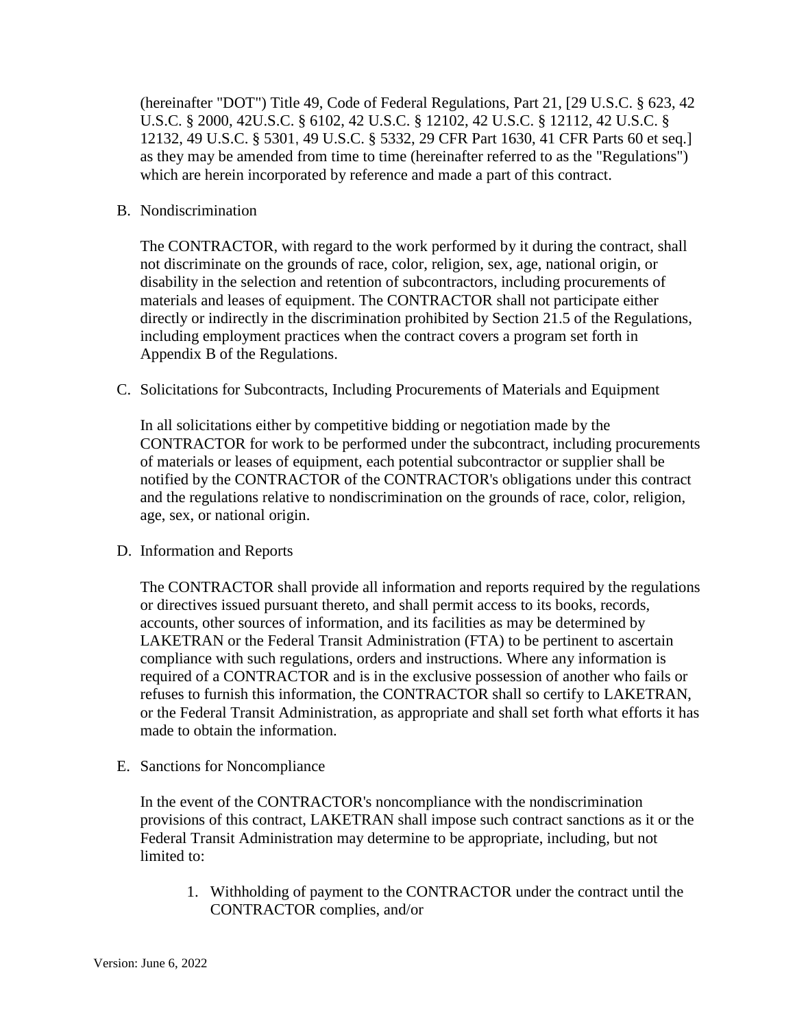(hereinafter "DOT") Title 49, Code of Federal Regulations, Part 21, [29 U.S.C. § 623, 42 U.S.C. § 2000, 42U.S.C. § 6102, 42 U.S.C. § 12102, 42 U.S.C. § 12112, 42 U.S.C. § 12132, 49 U.S.C. § 5301, 49 U.S.C. § 5332, 29 CFR Part 1630, 41 CFR Parts 60 et seq.] as they may be amended from time to time (hereinafter referred to as the "Regulations") which are herein incorporated by reference and made a part of this contract.

B. Nondiscrimination

The CONTRACTOR, with regard to the work performed by it during the contract, shall not discriminate on the grounds of race, color, religion, sex, age, national origin, or disability in the selection and retention of subcontractors, including procurements of materials and leases of equipment. The CONTRACTOR shall not participate either directly or indirectly in the discrimination prohibited by Section 21.5 of the Regulations, including employment practices when the contract covers a program set forth in Appendix B of the Regulations.

C. Solicitations for Subcontracts, Including Procurements of Materials and Equipment

In all solicitations either by competitive bidding or negotiation made by the CONTRACTOR for work to be performed under the subcontract, including procurements of materials or leases of equipment, each potential subcontractor or supplier shall be notified by the CONTRACTOR of the CONTRACTOR's obligations under this contract and the regulations relative to nondiscrimination on the grounds of race, color, religion, age, sex, or national origin.

D. Information and Reports

The CONTRACTOR shall provide all information and reports required by the regulations or directives issued pursuant thereto, and shall permit access to its books, records, accounts, other sources of information, and its facilities as may be determined by LAKETRAN or the Federal Transit Administration (FTA) to be pertinent to ascertain compliance with such regulations, orders and instructions. Where any information is required of a CONTRACTOR and is in the exclusive possession of another who fails or refuses to furnish this information, the CONTRACTOR shall so certify to LAKETRAN, or the Federal Transit Administration, as appropriate and shall set forth what efforts it has made to obtain the information.

E. Sanctions for Noncompliance

In the event of the CONTRACTOR's noncompliance with the nondiscrimination provisions of this contract, LAKETRAN shall impose such contract sanctions as it or the Federal Transit Administration may determine to be appropriate, including, but not limited to:

1. Withholding of payment to the CONTRACTOR under the contract until the CONTRACTOR complies, and/or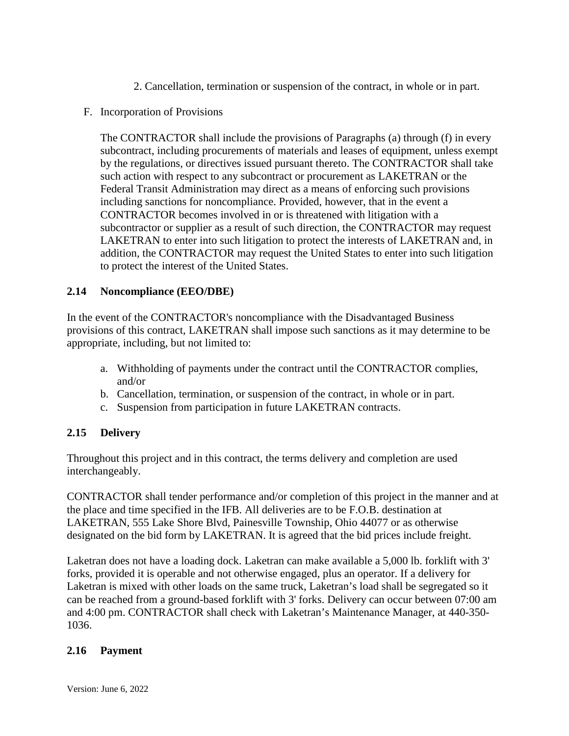2. Cancellation, termination or suspension of the contract, in whole or in part.

F. Incorporation of Provisions

The CONTRACTOR shall include the provisions of Paragraphs (a) through (f) in every subcontract, including procurements of materials and leases of equipment, unless exempt by the regulations, or directives issued pursuant thereto. The CONTRACTOR shall take such action with respect to any subcontract or procurement as LAKETRAN or the Federal Transit Administration may direct as a means of enforcing such provisions including sanctions for noncompliance. Provided, however, that in the event a CONTRACTOR becomes involved in or is threatened with litigation with a subcontractor or supplier as a result of such direction, the CONTRACTOR may request LAKETRAN to enter into such litigation to protect the interests of LAKETRAN and, in addition, the CONTRACTOR may request the United States to enter into such litigation to protect the interest of the United States.

### 2.14 Noncompliance (EEO/DBE)

In the event of the CONTRACTOR's noncompliance with the Disadvantaged Business provisions of this contract, LAKETRAN shall impose such sanctions as it may determine to be appropriate, including, but not limited to:

a. Withholding of payments under the contract until the CONTRACTOR complies, and/or
b. Cancellation, termination, or suspension of the contract, in whole or in part.
c. Suspension from participation in future LAKETRAN contracts.

### 2.15 Delivery

Throughout this project and in this contract, the terms delivery and completion are used interchangeably.

CONTRACTOR shall tender performance and/or completion of this project in the manner and at the place and time specified in the IFB. All deliveries are to be F.O.B. destination at LAKETRAN, 555 Lake Shore Blvd, Painesville Township, Ohio 44077 or as otherwise designated on the bid form by LAKETRAN. It is agreed that the bid prices include freight.

Laketran does not have a loading dock. Laketran can make available a 5,000 lb. forklift with 3' forks, provided it is operable and not otherwise engaged, plus an operator. If a delivery for Laketran is mixed with other loads on the same truck, Laketran's load shall be segregated so it can be reached from a ground-based forklift with 3' forks. Delivery can occur between 07:00 am and 4:00 pm. CONTRACTOR shall check with Laketran's Maintenance Manager, at 440-350-1036.

### 2.16 Payment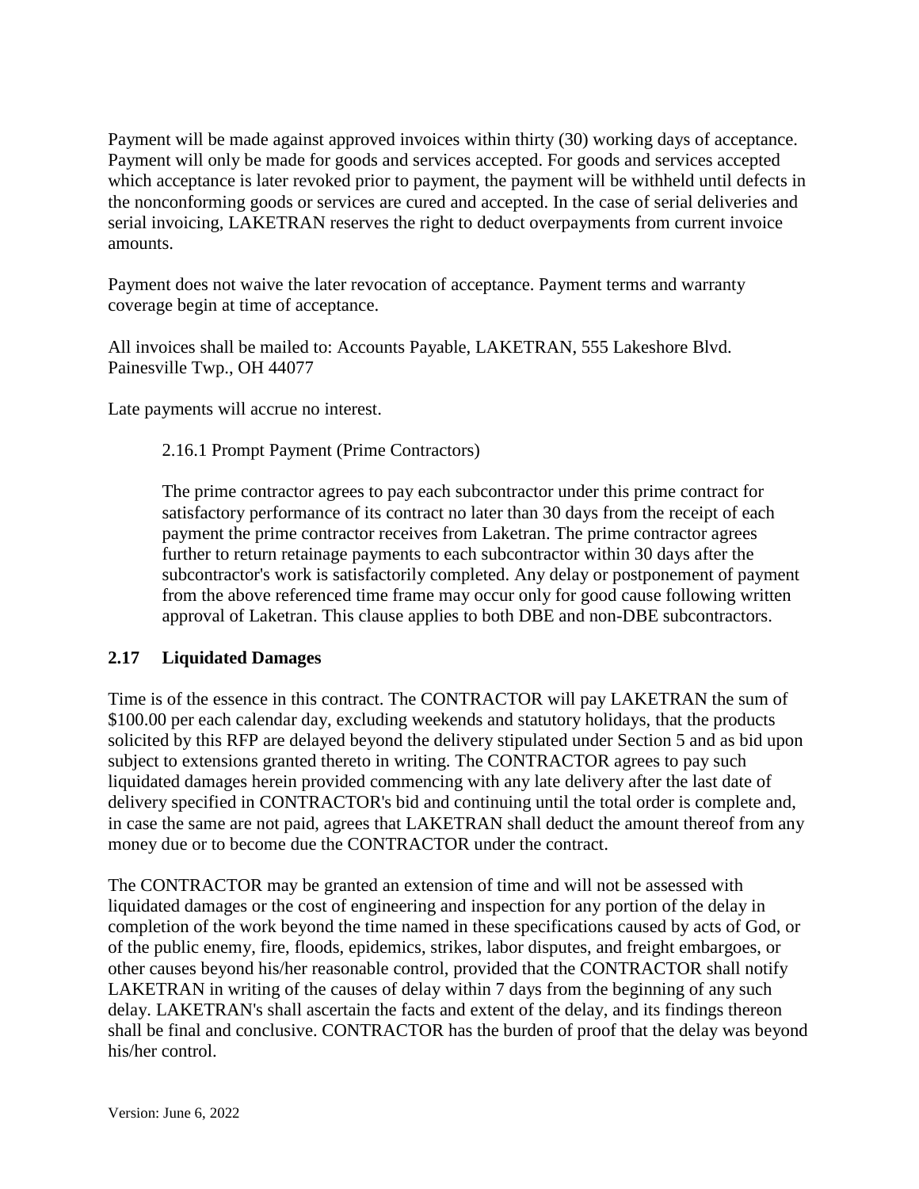Payment will be made against approved invoices within thirty (30) working days of acceptance. Payment will only be made for goods and services accepted. For goods and services accepted which acceptance is later revoked prior to payment, the payment will be withheld until defects in the nonconforming goods or services are cured and accepted. In the case of serial deliveries and serial invoicing, LAKETRAN reserves the right to deduct overpayments from current invoice amounts.

Payment does not waive the later revocation of acceptance. Payment terms and warranty coverage begin at time of acceptance.

All invoices shall be mailed to: Accounts Payable, LAKETRAN, 555 Lakeshore Blvd. Painesville Twp., OH 44077

Late payments will accrue no interest.

2.16.1 Prompt Payment (Prime Contractors)

The prime contractor agrees to pay each subcontractor under this prime contract for satisfactory performance of its contract no later than 30 days from the receipt of each payment the prime contractor receives from Laketran. The prime contractor agrees further to return retainage payments to each subcontractor within 30 days after the subcontractor's work is satisfactorily completed. Any delay or postponement of payment from the above referenced time frame may occur only for good cause following written approval of Laketran. This clause applies to both DBE and non-DBE subcontractors.

## 2.17 Liquidated Damages

Time is of the essence in this contract. The CONTRACTOR will pay LAKETRAN the sum of $100.00 per each calendar day, excluding weekends and statutory holidays, that the products solicited by this RFP are delayed beyond the delivery stipulated under Section 5 and as bid upon subject to extensions granted thereto in writing. The CONTRACTOR agrees to pay such liquidated damages herein provided commencing with any late delivery after the last date of delivery specified in CONTRACTOR's bid and continuing until the total order is complete and, in case the same are not paid, agrees that LAKETRAN shall deduct the amount thereof from any money due or to become due the CONTRACTOR under the contract.

The CONTRACTOR may be granted an extension of time and will not be assessed with liquidated damages or the cost of engineering and inspection for any portion of the delay in completion of the work beyond the time named in these specifications caused by acts of God, or of the public enemy, fire, floods, epidemics, strikes, labor disputes, and freight embargoes, or other causes beyond his/her reasonable control, provided that the CONTRACTOR shall notify LAKETRAN in writing of the causes of delay within 7 days from the beginning of any such delay. LAKETRAN's shall ascertain the facts and extent of the delay, and its findings thereon shall be final and conclusive. CONTRACTOR has the burden of proof that the delay was beyond his/her control.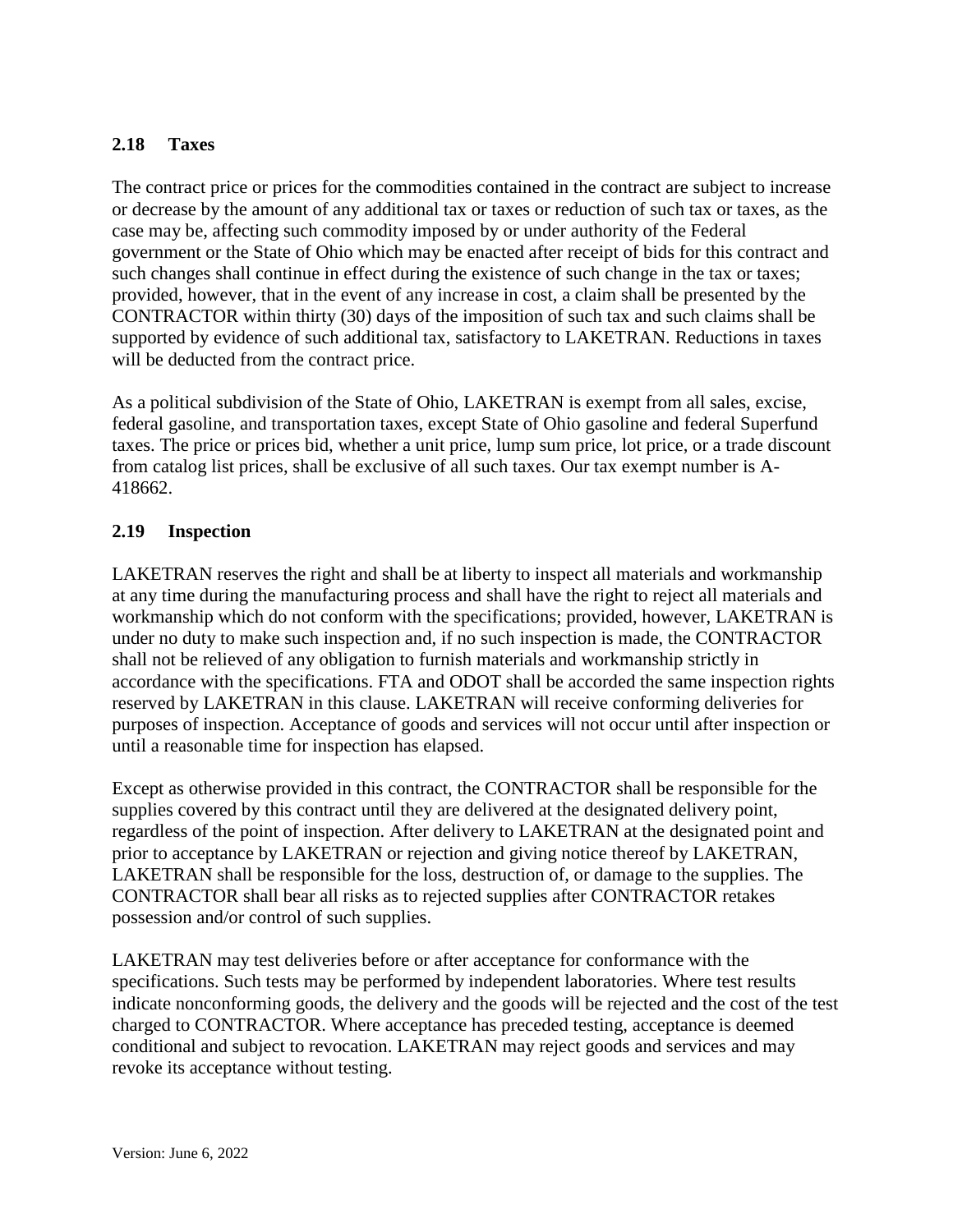### 2.18 Taxes

The contract price or prices for the commodities contained in the contract are subject to increase or decrease by the amount of any additional tax or taxes or reduction of such tax or taxes, as the case may be, affecting such commodity imposed by or under authority of the Federal government or the State of Ohio which may be enacted after receipt of bids for this contract and such changes shall continue in effect during the existence of such change in the tax or taxes; provided, however, that in the event of any increase in cost, a claim shall be presented by the CONTRACTOR within thirty (30) days of the imposition of such tax and such claims shall be supported by evidence of such additional tax, satisfactory to LAKETRAN. Reductions in taxes will be deducted from the contract price.

As a political subdivision of the State of Ohio, LAKETRAN is exempt from all sales, excise, federal gasoline, and transportation taxes, except State of Ohio gasoline and federal Superfund taxes. The price or prices bid, whether a unit price, lump sum price, lot price, or a trade discount from catalog list prices, shall be exclusive of all such taxes. Our tax exempt number is A-418662.

### 2.19 Inspection

LAKETRAN reserves the right and shall be at liberty to inspect all materials and workmanship at any time during the manufacturing process and shall have the right to reject all materials and workmanship which do not conform with the specifications; provided, however, LAKETRAN is under no duty to make such inspection and, if no such inspection is made, the CONTRACTOR shall not be relieved of any obligation to furnish materials and workmanship strictly in accordance with the specifications. FTA and ODOT shall be accorded the same inspection rights reserved by LAKETRAN in this clause. LAKETRAN will receive conforming deliveries for purposes of inspection. Acceptance of goods and services will not occur until after inspection or until a reasonable time for inspection has elapsed.

Except as otherwise provided in this contract, the CONTRACTOR shall be responsible for the supplies covered by this contract until they are delivered at the designated delivery point, regardless of the point of inspection. After delivery to LAKETRAN at the designated point and prior to acceptance by LAKETRAN or rejection and giving notice thereof by LAKETRAN, LAKETRAN shall be responsible for the loss, destruction of, or damage to the supplies. The CONTRACTOR shall bear all risks as to rejected supplies after CONTRACTOR retakes possession and/or control of such supplies.

LAKETRAN may test deliveries before or after acceptance for conformance with the specifications. Such tests may be performed by independent laboratories. Where test results indicate nonconforming goods, the delivery and the goods will be rejected and the cost of the test charged to CONTRACTOR. Where acceptance has preceded testing, acceptance is deemed conditional and subject to revocation. LAKETRAN may reject goods and services and may revoke its acceptance without testing.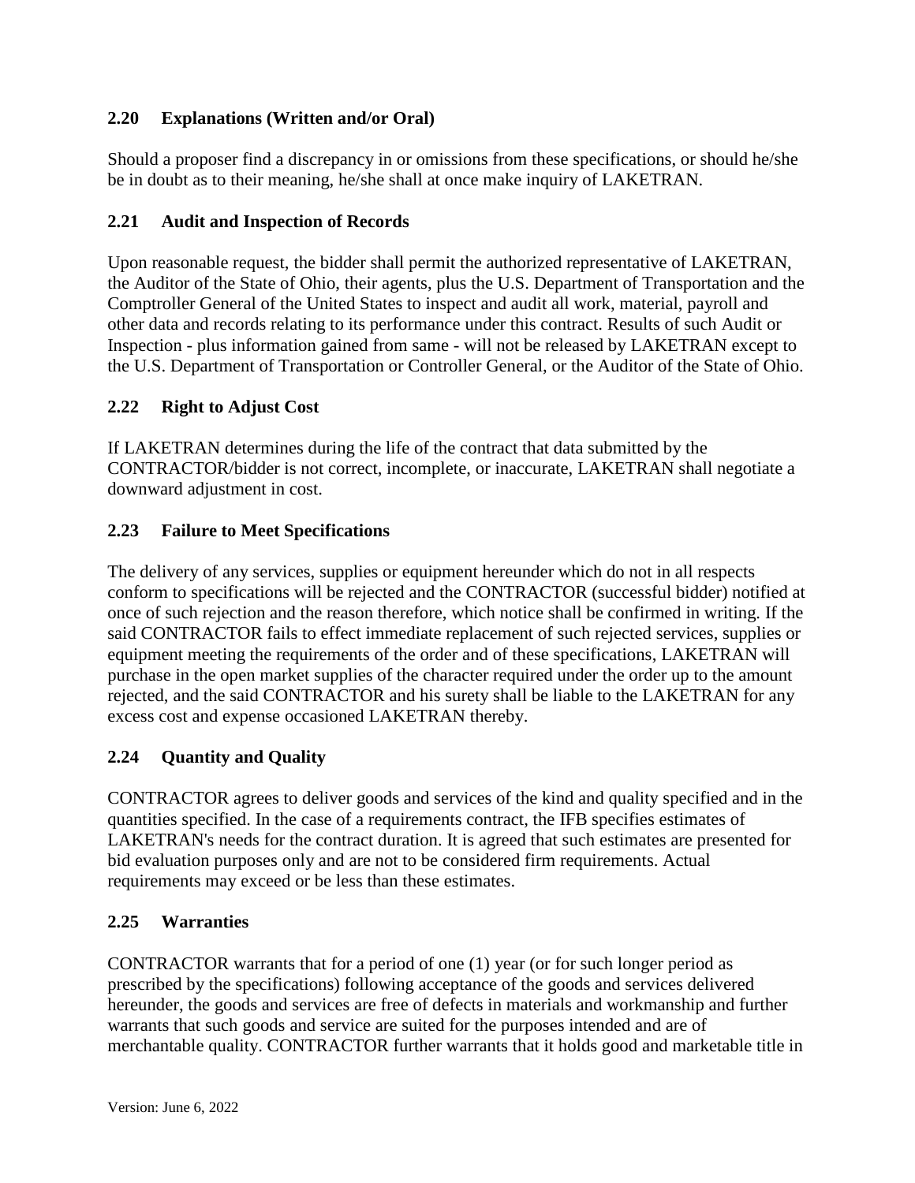### 2.20 Explanations (Written and/or Oral)

Should a proposer find a discrepancy in or omissions from these specifications, or should he/she be in doubt as to their meaning, he/she shall at once make inquiry of LAKETRAN.

### 2.21 Audit and Inspection of Records

Upon reasonable request, the bidder shall permit the authorized representative of LAKETRAN, the Auditor of the State of Ohio, their agents, plus the U.S. Department of Transportation and the Comptroller General of the United States to inspect and audit all work, material, payroll and other data and records relating to its performance under this contract. Results of such Audit or Inspection - plus information gained from same - will not be released by LAKETRAN except to the U.S. Department of Transportation or Controller General, or the Auditor of the State of Ohio.

### 2.22 Right to Adjust Cost

If LAKETRAN determines during the life of the contract that data submitted by the CONTRACTOR/bidder is not correct, incomplete, or inaccurate, LAKETRAN shall negotiate a downward adjustment in cost.

### 2.23 Failure to Meet Specifications

The delivery of any services, supplies or equipment hereunder which do not in all respects conform to specifications will be rejected and the CONTRACTOR (successful bidder) notified at once of such rejection and the reason therefore, which notice shall be confirmed in writing. If the said CONTRACTOR fails to effect immediate replacement of such rejected services, supplies or equipment meeting the requirements of the order and of these specifications, LAKETRAN will purchase in the open market supplies of the character required under the order up to the amount rejected, and the said CONTRACTOR and his surety shall be liable to the LAKETRAN for any excess cost and expense occasioned LAKETRAN thereby.

### 2.24 Quantity and Quality

CONTRACTOR agrees to deliver goods and services of the kind and quality specified and in the quantities specified. In the case of a requirements contract, the IFB specifies estimates of LAKETRAN's needs for the contract duration. It is agreed that such estimates are presented for bid evaluation purposes only and are not to be considered firm requirements. Actual requirements may exceed or be less than these estimates.

### 2.25 Warranties

CONTRACTOR warrants that for a period of one (1) year (or for such longer period as prescribed by the specifications) following acceptance of the goods and services delivered hereunder, the goods and services are free of defects in materials and workmanship and further warrants that such goods and service are suited for the purposes intended and are of merchantable quality. CONTRACTOR further warrants that it holds good and marketable title in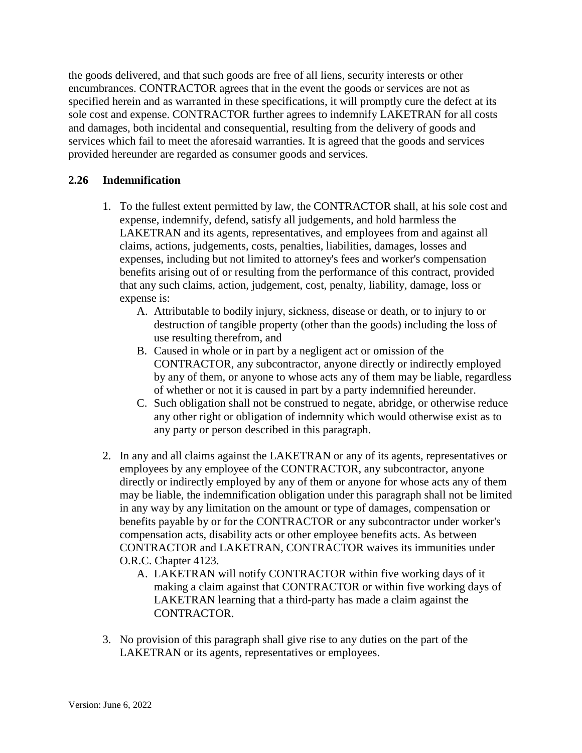the goods delivered, and that such goods are free of all liens, security interests or other encumbrances. CONTRACTOR agrees that in the event the goods or services are not as specified herein and as warranted in these specifications, it will promptly cure the defect at its sole cost and expense. CONTRACTOR further agrees to indemnify LAKETRAN for all costs and damages, both incidental and consequential, resulting from the delivery of goods and services which fail to meet the aforesaid warranties. It is agreed that the goods and services provided hereunder are regarded as consumer goods and services.

### 2.26 Indemnification

1. To the fullest extent permitted by law, the CONTRACTOR shall, at his sole cost and expense, indemnify, defend, satisfy all judgements, and hold harmless the LAKETRAN and its agents, representatives, and employees from and against all claims, actions, judgements, costs, penalties, liabilities, damages, losses and expenses, including but not limited to attorney's fees and worker's compensation benefits arising out of or resulting from the performance of this contract, provided that any such claims, action, judgement, cost, penalty, liability, damage, loss or expense is:
   A. Attributable to bodily injury, sickness, disease or death, or to injury to or destruction of tangible property (other than the goods) including the loss of use resulting therefrom, and
   B. Caused in whole or in part by a negligent act or omission of the CONTRACTOR, any subcontractor, anyone directly or indirectly employed by any of them, or anyone to whose acts any of them may be liable, regardless of whether or not it is caused in part by a party indemnified hereunder.
   C. Such obligation shall not be construed to negate, abridge, or otherwise reduce any other right or obligation of indemnity which would otherwise exist as to any party or person described in this paragraph.

2. In any and all claims against the LAKETRAN or any of its agents, representatives or employees by any employee of the CONTRACTOR, any subcontractor, anyone directly or indirectly employed by any of them or anyone for whose acts any of them may be liable, the indemnification obligation under this paragraph shall not be limited in any way by any limitation on the amount or type of damages, compensation or benefits payable by or for the CONTRACTOR or any subcontractor under worker's compensation acts, disability acts or other employee benefits acts. As between CONTRACTOR and LAKETRAN, CONTRACTOR waives its immunities under O.R.C. Chapter 4123.
   A. LAKETRAN will notify CONTRACTOR within five working days of it making a claim against that CONTRACTOR or within five working days of LAKETRAN learning that a third-party has made a claim against the CONTRACTOR.

3. No provision of this paragraph shall give rise to any duties on the part of the LAKETRAN or its agents, representatives or employees.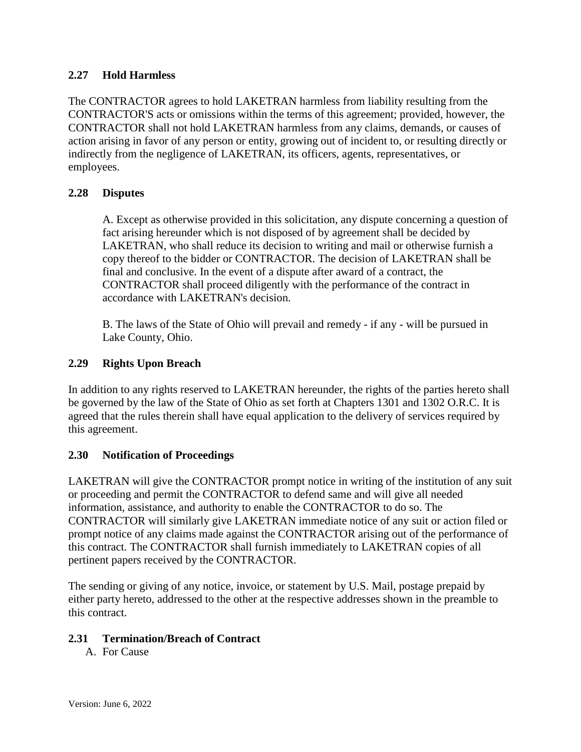### 2.27 Hold Harmless

The CONTRACTOR agrees to hold LAKETRAN harmless from liability resulting from the CONTRACTOR'S acts or omissions within the terms of this agreement; provided, however, the CONTRACTOR shall not hold LAKETRAN harmless from any claims, demands, or causes of action arising in favor of any person or entity, growing out of incident to, or resulting directly or indirectly from the negligence of LAKETRAN, its officers, agents, representatives, or employees.

### 2.28 Disputes

A. Except as otherwise provided in this solicitation, any dispute concerning a question of fact arising hereunder which is not disposed of by agreement shall be decided by LAKETRAN, who shall reduce its decision to writing and mail or otherwise furnish a copy thereof to the bidder or CONTRACTOR. The decision of LAKETRAN shall be final and conclusive. In the event of a dispute after award of a contract, the CONTRACTOR shall proceed diligently with the performance of the contract in accordance with LAKETRAN's decision.

B. The laws of the State of Ohio will prevail and remedy - if any - will be pursued in Lake County, Ohio.

### 2.29 Rights Upon Breach

In addition to any rights reserved to LAKETRAN hereunder, the rights of the parties hereto shall be governed by the law of the State of Ohio as set forth at Chapters 1301 and 1302 O.R.C. It is agreed that the rules therein shall have equal application to the delivery of services required by this agreement.

### 2.30 Notification of Proceedings

LAKETRAN will give the CONTRACTOR prompt notice in writing of the institution of any suit or proceeding and permit the CONTRACTOR to defend same and will give all needed information, assistance, and authority to enable the CONTRACTOR to do so. The CONTRACTOR will similarly give LAKETRAN immediate notice of any suit or action filed or prompt notice of any claims made against the CONTRACTOR arising out of the performance of this contract. The CONTRACTOR shall furnish immediately to LAKETRAN copies of all pertinent papers received by the CONTRACTOR.

The sending or giving of any notice, invoice, or statement by U.S. Mail, postage prepaid by either party hereto, addressed to the other at the respective addresses shown in the preamble to this contract.

### 2.31 Termination/Breach of Contract

A. For Cause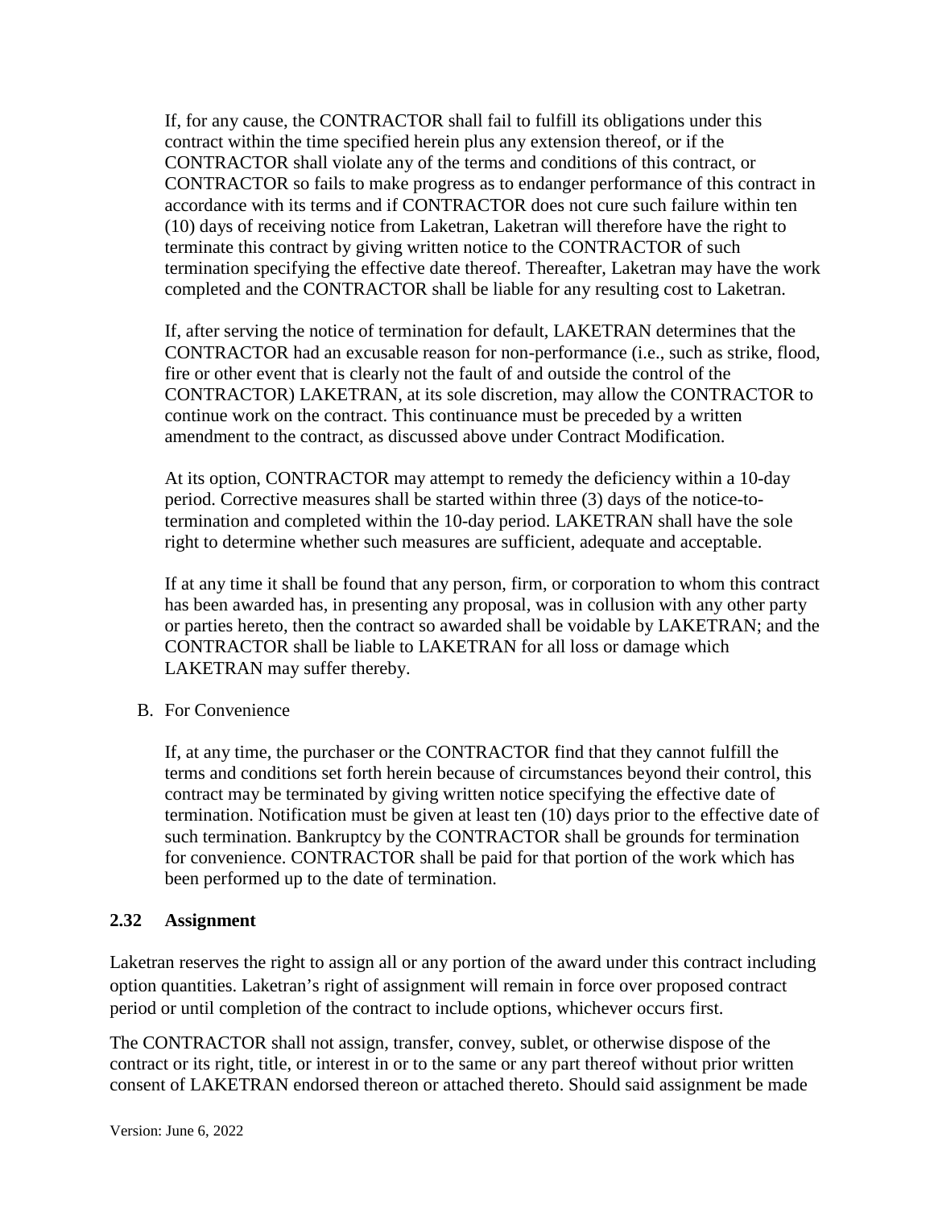If, for any cause, the CONTRACTOR shall fail to fulfill its obligations under this contract within the time specified herein plus any extension thereof, or if the CONTRACTOR shall violate any of the terms and conditions of this contract, or CONTRACTOR so fails to make progress as to endanger performance of this contract in accordance with its terms and if CONTRACTOR does not cure such failure within ten (10) days of receiving notice from Laketran, Laketran will therefore have the right to terminate this contract by giving written notice to the CONTRACTOR of such termination specifying the effective date thereof. Thereafter, Laketran may have the work completed and the CONTRACTOR shall be liable for any resulting cost to Laketran.

If, after serving the notice of termination for default, LAKETRAN determines that the CONTRACTOR had an excusable reason for non-performance (i.e., such as strike, flood, fire or other event that is clearly not the fault of and outside the control of the CONTRACTOR) LAKETRAN, at its sole discretion, may allow the CONTRACTOR to continue work on the contract. This continuance must be preceded by a written amendment to the contract, as discussed above under Contract Modification.

At its option, CONTRACTOR may attempt to remedy the deficiency within a 10-day period. Corrective measures shall be started within three (3) days of the notice-to-termination and completed within the 10-day period. LAKETRAN shall have the sole right to determine whether such measures are sufficient, adequate and acceptable.

If at any time it shall be found that any person, firm, or corporation to whom this contract has been awarded has, in presenting any proposal, was in collusion with any other party or parties hereto, then the contract so awarded shall be voidable by LAKETRAN; and the CONTRACTOR shall be liable to LAKETRAN for all loss or damage which LAKETRAN may suffer thereby.

B. For Convenience

If, at any time, the purchaser or the CONTRACTOR find that they cannot fulfill the terms and conditions set forth herein because of circumstances beyond their control, this contract may be terminated by giving written notice specifying the effective date of termination. Notification must be given at least ten (10) days prior to the effective date of such termination. Bankruptcy by the CONTRACTOR shall be grounds for termination for convenience. CONTRACTOR shall be paid for that portion of the work which has been performed up to the date of termination.

### 2.32 Assignment

Laketran reserves the right to assign all or any portion of the award under this contract including option quantities. Laketran's right of assignment will remain in force over proposed contract period or until completion of the contract to include options, whichever occurs first.

The CONTRACTOR shall not assign, transfer, convey, sublet, or otherwise dispose of the contract or its right, title, or interest in or to the same or any part thereof without prior written consent of LAKETRAN endorsed thereon or attached thereto. Should said assignment be made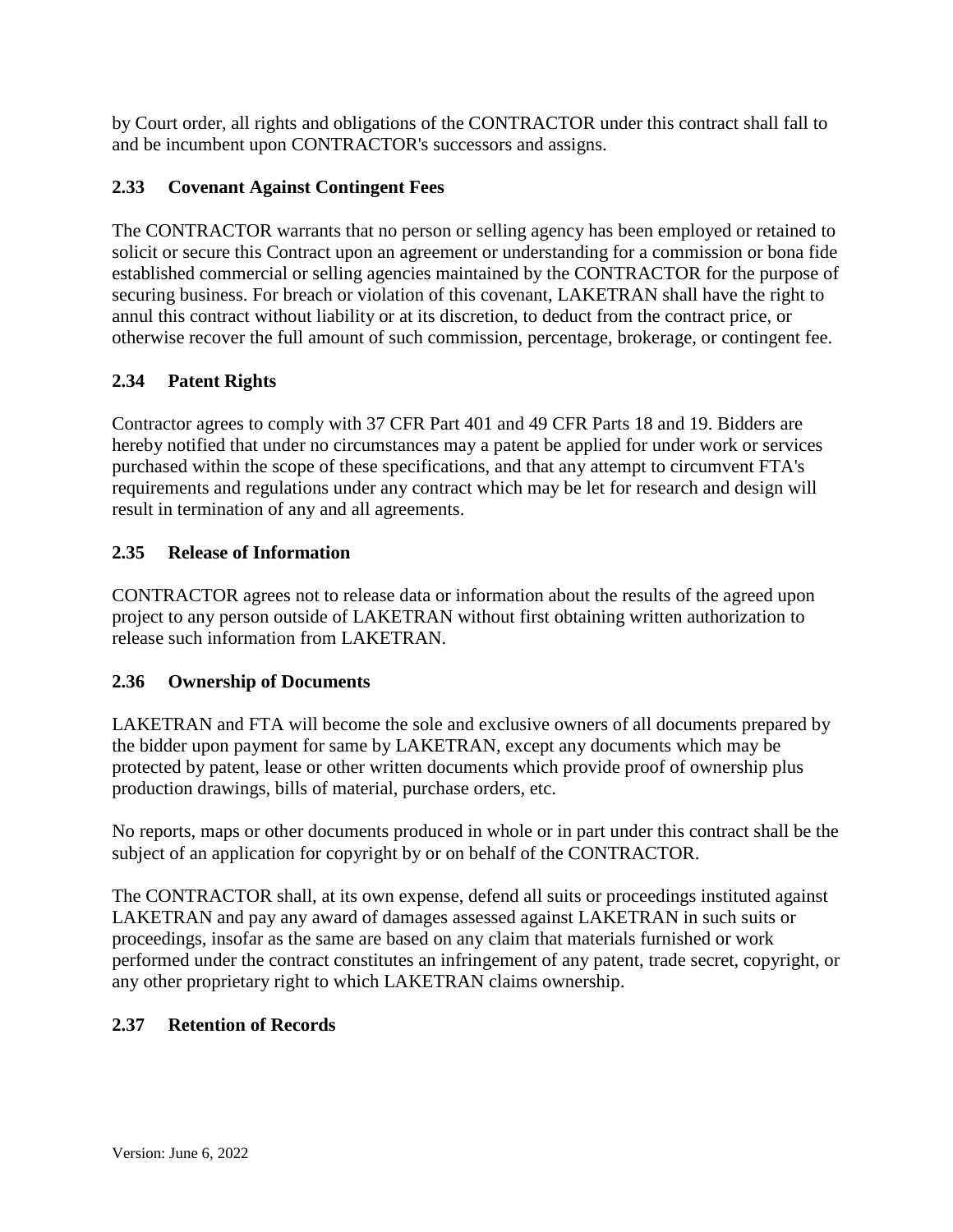by Court order, all rights and obligations of the CONTRACTOR under this contract shall fall to and be incumbent upon CONTRACTOR's successors and assigns.

### 2.33 Covenant Against Contingent Fees

The CONTRACTOR warrants that no person or selling agency has been employed or retained to solicit or secure this Contract upon an agreement or understanding for a commission or bona fide established commercial or selling agencies maintained by the CONTRACTOR for the purpose of securing business. For breach or violation of this covenant, LAKETRAN shall have the right to annul this contract without liability or at its discretion, to deduct from the contract price, or otherwise recover the full amount of such commission, percentage, brokerage, or contingent fee.

### 2.34 Patent Rights

Contractor agrees to comply with 37 CFR Part 401 and 49 CFR Parts 18 and 19. Bidders are hereby notified that under no circumstances may a patent be applied for under work or services purchased within the scope of these specifications, and that any attempt to circumvent FTA's requirements and regulations under any contract which may be let for research and design will result in termination of any and all agreements.

### 2.35 Release of Information

CONTRACTOR agrees not to release data or information about the results of the agreed upon project to any person outside of LAKETRAN without first obtaining written authorization to release such information from LAKETRAN.

### 2.36 Ownership of Documents

LAKETRAN and FTA will become the sole and exclusive owners of all documents prepared by the bidder upon payment for same by LAKETRAN, except any documents which may be protected by patent, lease or other written documents which provide proof of ownership plus production drawings, bills of material, purchase orders, etc.

No reports, maps or other documents produced in whole or in part under this contract shall be the subject of an application for copyright by or on behalf of the CONTRACTOR.

The CONTRACTOR shall, at its own expense, defend all suits or proceedings instituted against LAKETRAN and pay any award of damages assessed against LAKETRAN in such suits or proceedings, insofar as the same are based on any claim that materials furnished or work performed under the contract constitutes an infringement of any patent, trade secret, copyright, or any other proprietary right to which LAKETRAN claims ownership.

### 2.37 Retention of Records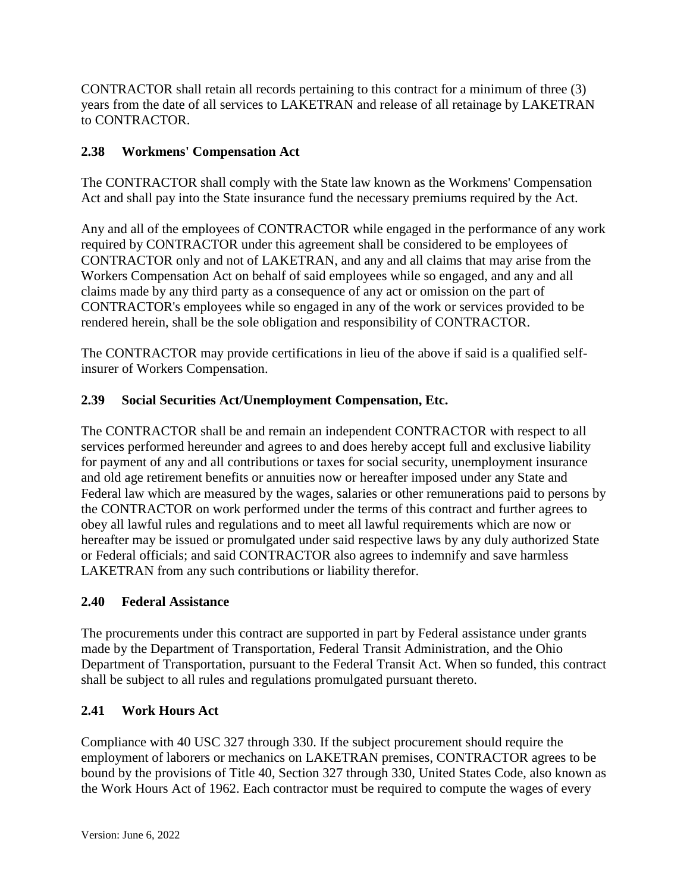CONTRACTOR shall retain all records pertaining to this contract for a minimum of three (3) years from the date of all services to LAKETRAN and release of all retainage by LAKETRAN to CONTRACTOR.

### 2.38 Workmens' Compensation Act

The CONTRACTOR shall comply with the State law known as the Workmens' Compensation Act and shall pay into the State insurance fund the necessary premiums required by the Act.

Any and all of the employees of CONTRACTOR while engaged in the performance of any work required by CONTRACTOR under this agreement shall be considered to be employees of CONTRACTOR only and not of LAKETRAN, and any and all claims that may arise from the Workers Compensation Act on behalf of said employees while so engaged, and any and all claims made by any third party as a consequence of any act or omission on the part of CONTRACTOR's employees while so engaged in any of the work or services provided to be rendered herein, shall be the sole obligation and responsibility of CONTRACTOR.

The CONTRACTOR may provide certifications in lieu of the above if said is a qualified self-insurer of Workers Compensation.

### 2.39 Social Securities Act/Unemployment Compensation, Etc.

The CONTRACTOR shall be and remain an independent CONTRACTOR with respect to all services performed hereunder and agrees to and does hereby accept full and exclusive liability for payment of any and all contributions or taxes for social security, unemployment insurance and old age retirement benefits or annuities now or hereafter imposed under any State and Federal law which are measured by the wages, salaries or other remunerations paid to persons by the CONTRACTOR on work performed under the terms of this contract and further agrees to obey all lawful rules and regulations and to meet all lawful requirements which are now or hereafter may be issued or promulgated under said respective laws by any duly authorized State or Federal officials; and said CONTRACTOR also agrees to indemnify and save harmless LAKETRAN from any such contributions or liability therefor.

### 2.40 Federal Assistance

The procurements under this contract are supported in part by Federal assistance under grants made by the Department of Transportation, Federal Transit Administration, and the Ohio Department of Transportation, pursuant to the Federal Transit Act. When so funded, this contract shall be subject to all rules and regulations promulgated pursuant thereto.

### 2.41 Work Hours Act

Compliance with 40 USC 327 through 330. If the subject procurement should require the employment of laborers or mechanics on LAKETRAN premises, CONTRACTOR agrees to be bound by the provisions of Title 40, Section 327 through 330, United States Code, also known as the Work Hours Act of 1962. Each contractor must be required to compute the wages of every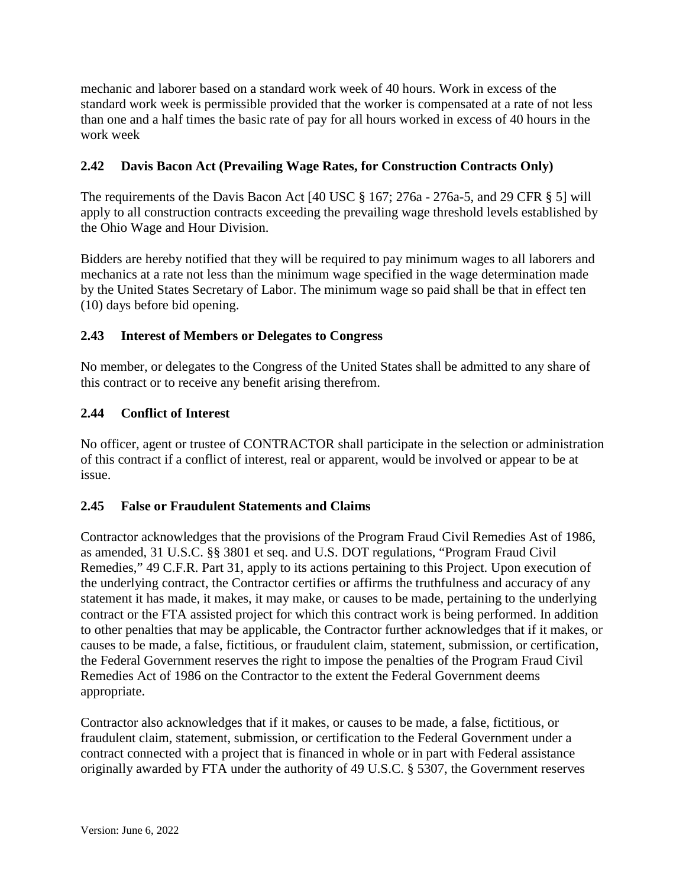mechanic and laborer based on a standard work week of 40 hours. Work in excess of the standard work week is permissible provided that the worker is compensated at a rate of not less than one and a half times the basic rate of pay for all hours worked in excess of 40 hours in the work week

### 2.42 Davis Bacon Act (Prevailing Wage Rates, for Construction Contracts Only)

The requirements of the Davis Bacon Act [40 USC § 167; 276a - 276a-5, and 29 CFR § 5] will apply to all construction contracts exceeding the prevailing wage threshold levels established by the Ohio Wage and Hour Division.

Bidders are hereby notified that they will be required to pay minimum wages to all laborers and mechanics at a rate not less than the minimum wage specified in the wage determination made by the United States Secretary of Labor. The minimum wage so paid shall be that in effect ten (10) days before bid opening.

### 2.43 Interest of Members or Delegates to Congress

No member, or delegates to the Congress of the United States shall be admitted to any share of this contract or to receive any benefit arising therefrom.

### 2.44 Conflict of Interest

No officer, agent or trustee of CONTRACTOR shall participate in the selection or administration of this contract if a conflict of interest, real or apparent, would be involved or appear to be at issue.

### 2.45 False or Fraudulent Statements and Claims

Contractor acknowledges that the provisions of the Program Fraud Civil Remedies Ast of 1986, as amended, 31 U.S.C. §§ 3801 et seq. and U.S. DOT regulations, "Program Fraud Civil Remedies," 49 C.F.R. Part 31, apply to its actions pertaining to this Project. Upon execution of the underlying contract, the Contractor certifies or affirms the truthfulness and accuracy of any statement it has made, it makes, it may make, or causes to be made, pertaining to the underlying contract or the FTA assisted project for which this contract work is being performed. In addition to other penalties that may be applicable, the Contractor further acknowledges that if it makes, or causes to be made, a false, fictitious, or fraudulent claim, statement, submission, or certification, the Federal Government reserves the right to impose the penalties of the Program Fraud Civil Remedies Act of 1986 on the Contractor to the extent the Federal Government deems appropriate.

Contractor also acknowledges that if it makes, or causes to be made, a false, fictitious, or fraudulent claim, statement, submission, or certification to the Federal Government under a contract connected with a project that is financed in whole or in part with Federal assistance originally awarded by FTA under the authority of 49 U.S.C. § 5307, the Government reserves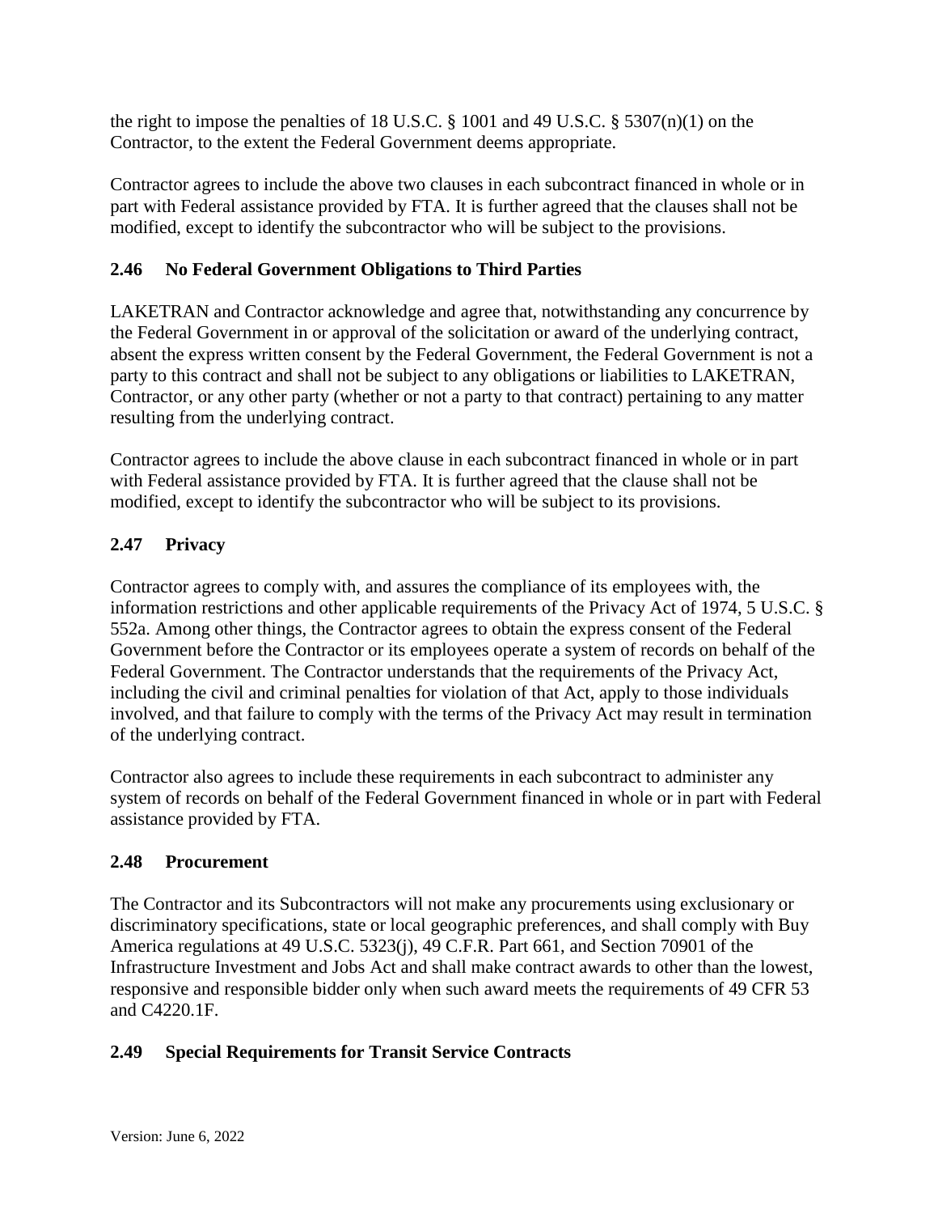the right to impose the penalties of 18 U.S.C. § 1001 and 49 U.S.C. § 5307(n)(1) on the Contractor, to the extent the Federal Government deems appropriate.

Contractor agrees to include the above two clauses in each subcontract financed in whole or in part with Federal assistance provided by FTA. It is further agreed that the clauses shall not be modified, except to identify the subcontractor who will be subject to the provisions.

### 2.46 No Federal Government Obligations to Third Parties

LAKETRAN and Contractor acknowledge and agree that, notwithstanding any concurrence by the Federal Government in or approval of the solicitation or award of the underlying contract, absent the express written consent by the Federal Government, the Federal Government is not a party to this contract and shall not be subject to any obligations or liabilities to LAKETRAN, Contractor, or any other party (whether or not a party to that contract) pertaining to any matter resulting from the underlying contract.

Contractor agrees to include the above clause in each subcontract financed in whole or in part with Federal assistance provided by FTA. It is further agreed that the clause shall not be modified, except to identify the subcontractor who will be subject to its provisions.

### 2.47 Privacy

Contractor agrees to comply with, and assures the compliance of its employees with, the information restrictions and other applicable requirements of the Privacy Act of 1974, 5 U.S.C. § 552a. Among other things, the Contractor agrees to obtain the express consent of the Federal Government before the Contractor or its employees operate a system of records on behalf of the Federal Government. The Contractor understands that the requirements of the Privacy Act, including the civil and criminal penalties for violation of that Act, apply to those individuals involved, and that failure to comply with the terms of the Privacy Act may result in termination of the underlying contract.

Contractor also agrees to include these requirements in each subcontract to administer any system of records on behalf of the Federal Government financed in whole or in part with Federal assistance provided by FTA.

### 2.48 Procurement

The Contractor and its Subcontractors will not make any procurements using exclusionary or discriminatory specifications, state or local geographic preferences, and shall comply with Buy America regulations at 49 U.S.C. 5323(j), 49 C.F.R. Part 661, and Section 70901 of the Infrastructure Investment and Jobs Act and shall make contract awards to other than the lowest, responsive and responsible bidder only when such award meets the requirements of 49 CFR 53 and C4220.1F.

### 2.49 Special Requirements for Transit Service Contracts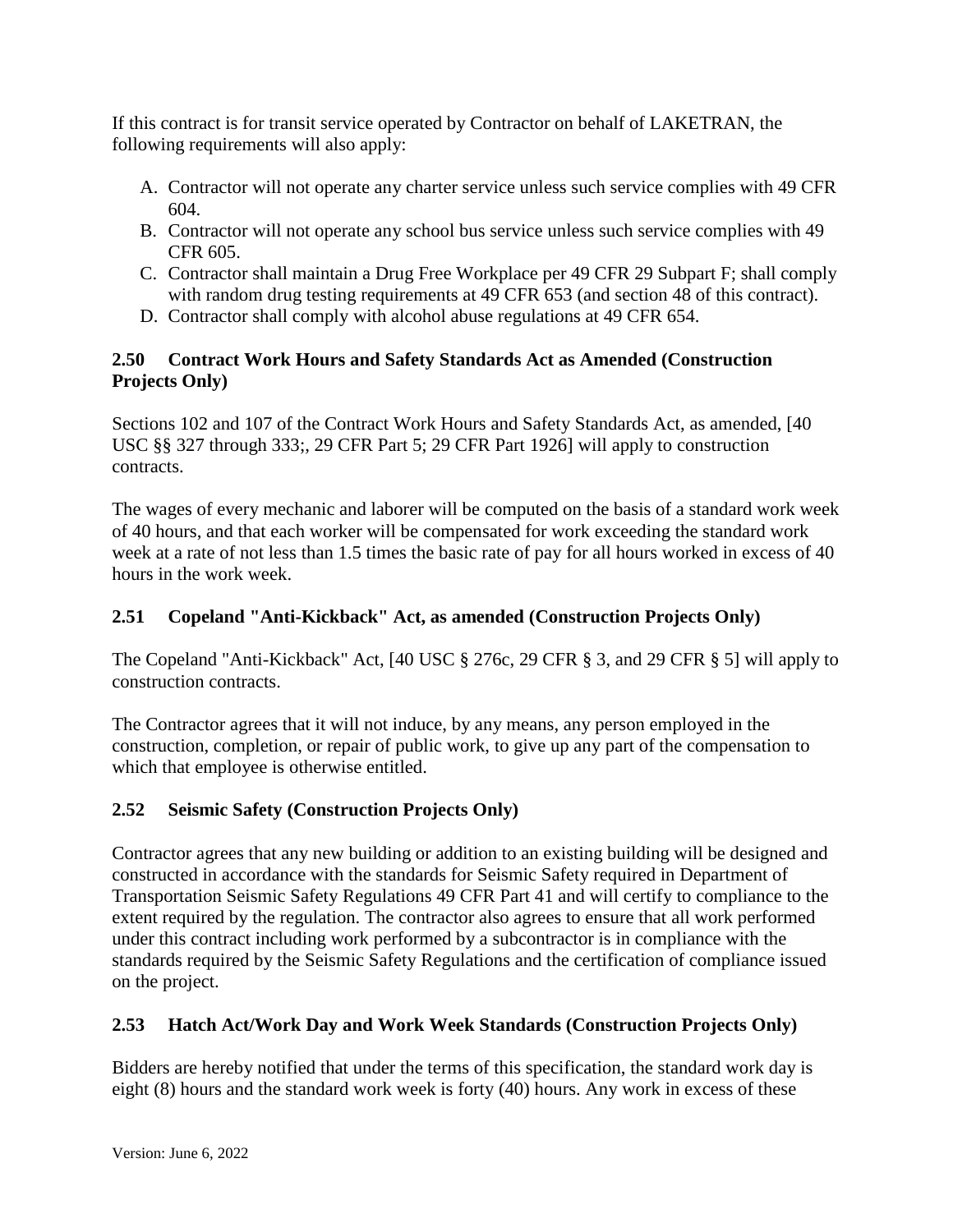If this contract is for transit service operated by Contractor on behalf of LAKETRAN, the following requirements will also apply:

A. Contractor will not operate any charter service unless such service complies with 49 CFR 604.
B. Contractor will not operate any school bus service unless such service complies with 49 CFR 605.
C. Contractor shall maintain a Drug Free Workplace per 49 CFR 29 Subpart F; shall comply with random drug testing requirements at 49 CFR 653 (and section 48 of this contract).
D. Contractor shall comply with alcohol abuse regulations at 49 CFR 654.

### 2.50 Contract Work Hours and Safety Standards Act as Amended (Construction Projects Only)

Sections 102 and 107 of the Contract Work Hours and Safety Standards Act, as amended, [40 USC §§ 327 through 333;, 29 CFR Part 5; 29 CFR Part 1926] will apply to construction contracts.

The wages of every mechanic and laborer will be computed on the basis of a standard work week of 40 hours, and that each worker will be compensated for work exceeding the standard work week at a rate of not less than 1.5 times the basic rate of pay for all hours worked in excess of 40 hours in the work week.

### 2.51 Copeland "Anti-Kickback" Act, as amended (Construction Projects Only)

The Copeland "Anti-Kickback" Act, [40 USC § 276c, 29 CFR § 3, and 29 CFR § 5] will apply to construction contracts.

The Contractor agrees that it will not induce, by any means, any person employed in the construction, completion, or repair of public work, to give up any part of the compensation to which that employee is otherwise entitled.

### 2.52 Seismic Safety (Construction Projects Only)

Contractor agrees that any new building or addition to an existing building will be designed and constructed in accordance with the standards for Seismic Safety required in Department of Transportation Seismic Safety Regulations 49 CFR Part 41 and will certify to compliance to the extent required by the regulation. The contractor also agrees to ensure that all work performed under this contract including work performed by a subcontractor is in compliance with the standards required by the Seismic Safety Regulations and the certification of compliance issued on the project.

### 2.53 Hatch Act/Work Day and Work Week Standards (Construction Projects Only)

Bidders are hereby notified that under the terms of this specification, the standard work day is eight (8) hours and the standard work week is forty (40) hours. Any work in excess of these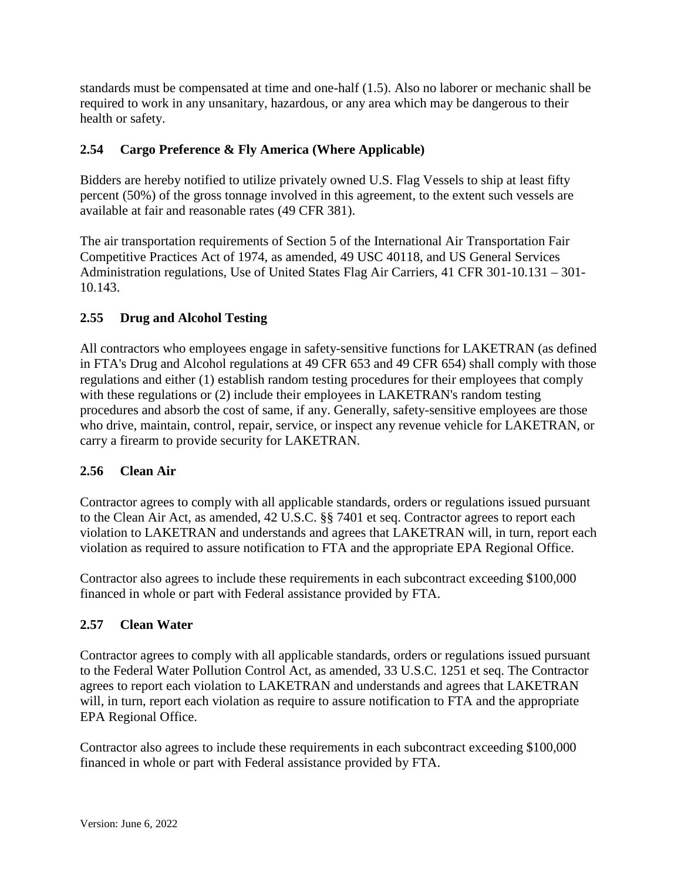standards must be compensated at time and one-half (1.5). Also no laborer or mechanic shall be required to work in any unsanitary, hazardous, or any area which may be dangerous to their health or safety.

### 2.54 Cargo Preference & Fly America (Where Applicable)

Bidders are hereby notified to utilize privately owned U.S. Flag Vessels to ship at least fifty percent (50%) of the gross tonnage involved in this agreement, to the extent such vessels are available at fair and reasonable rates (49 CFR 381).

The air transportation requirements of Section 5 of the International Air Transportation Fair Competitive Practices Act of 1974, as amended, 49 USC 40118, and US General Services Administration regulations, Use of United States Flag Air Carriers, 41 CFR 301-10.131 – 301-10.143.

### 2.55 Drug and Alcohol Testing

All contractors who employees engage in safety-sensitive functions for LAKETRAN (as defined in FTA's Drug and Alcohol regulations at 49 CFR 653 and 49 CFR 654) shall comply with those regulations and either (1) establish random testing procedures for their employees that comply with these regulations or (2) include their employees in LAKETRAN's random testing procedures and absorb the cost of same, if any. Generally, safety-sensitive employees are those who drive, maintain, control, repair, service, or inspect any revenue vehicle for LAKETRAN, or carry a firearm to provide security for LAKETRAN.

### 2.56 Clean Air

Contractor agrees to comply with all applicable standards, orders or regulations issued pursuant to the Clean Air Act, as amended, 42 U.S.C. §§ 7401 et seq. Contractor agrees to report each violation to LAKETRAN and understands and agrees that LAKETRAN will, in turn, report each violation as required to assure notification to FTA and the appropriate EPA Regional Office.

Contractor also agrees to include these requirements in each subcontract exceeding $100,000 financed in whole or part with Federal assistance provided by FTA.

### 2.57 Clean Water

Contractor agrees to comply with all applicable standards, orders or regulations issued pursuant to the Federal Water Pollution Control Act, as amended, 33 U.S.C. 1251 et seq. The Contractor agrees to report each violation to LAKETRAN and understands and agrees that LAKETRAN will, in turn, report each violation as require to assure notification to FTA and the appropriate EPA Regional Office.

Contractor also agrees to include these requirements in each subcontract exceeding $100,000 financed in whole or part with Federal assistance provided by FTA.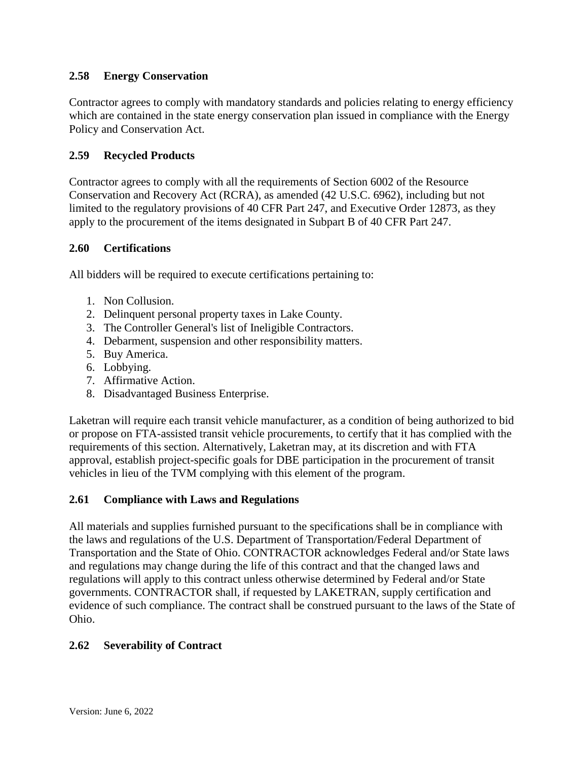## 2.58 Energy Conservation

Contractor agrees to comply with mandatory standards and policies relating to energy efficiency which are contained in the state energy conservation plan issued in compliance with the Energy Policy and Conservation Act.

## 2.59 Recycled Products

Contractor agrees to comply with all the requirements of Section 6002 of the Resource Conservation and Recovery Act (RCRA), as amended (42 U.S.C. 6962), including but not limited to the regulatory provisions of 40 CFR Part 247, and Executive Order 12873, as they apply to the procurement of the items designated in Subpart B of 40 CFR Part 247.

## 2.60 Certifications

All bidders will be required to execute certifications pertaining to:

1. Non Collusion.
2. Delinquent personal property taxes in Lake County.
3. The Controller General's list of Ineligible Contractors.
4. Debarment, suspension and other responsibility matters.
5. Buy America.
6. Lobbying.
7. Affirmative Action.
8. Disadvantaged Business Enterprise.

Laketran will require each transit vehicle manufacturer, as a condition of being authorized to bid or propose on FTA-assisted transit vehicle procurements, to certify that it has complied with the requirements of this section. Alternatively, Laketran may, at its discretion and with FTA approval, establish project-specific goals for DBE participation in the procurement of transit vehicles in lieu of the TVM complying with this element of the program.

## 2.61 Compliance with Laws and Regulations

All materials and supplies furnished pursuant to the specifications shall be in compliance with the laws and regulations of the U.S. Department of Transportation/Federal Department of Transportation and the State of Ohio. CONTRACTOR acknowledges Federal and/or State laws and regulations may change during the life of this contract and that the changed laws and regulations will apply to this contract unless otherwise determined by Federal and/or State governments. CONTRACTOR shall, if requested by LAKETRAN, supply certification and evidence of such compliance. The contract shall be construed pursuant to the laws of the State of Ohio.

## 2.62 Severability of Contract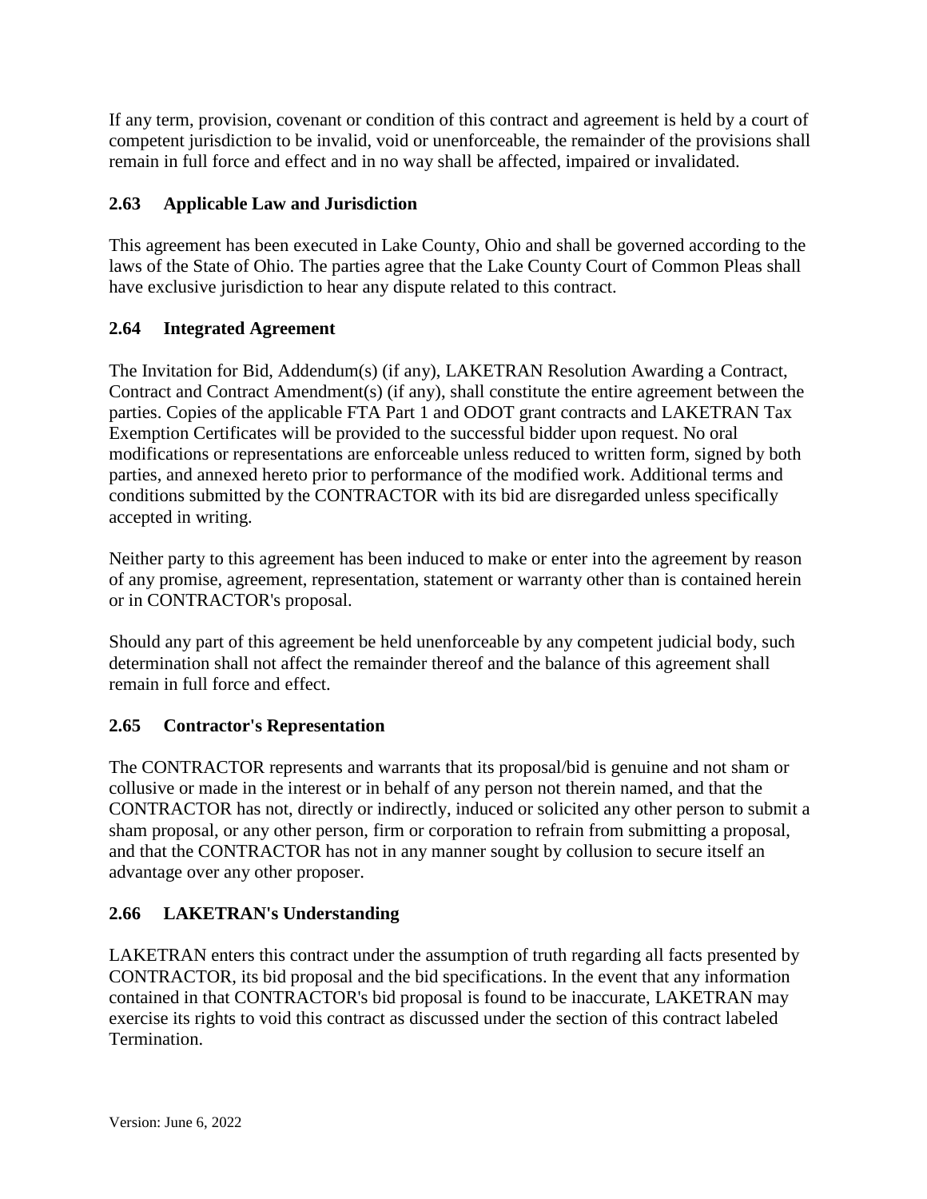If any term, provision, covenant or condition of this contract and agreement is held by a court of competent jurisdiction to be invalid, void or unenforceable, the remainder of the provisions shall remain in full force and effect and in no way shall be affected, impaired or invalidated.

### 2.63 Applicable Law and Jurisdiction

This agreement has been executed in Lake County, Ohio and shall be governed according to the laws of the State of Ohio. The parties agree that the Lake County Court of Common Pleas shall have exclusive jurisdiction to hear any dispute related to this contract.

### 2.64 Integrated Agreement

The Invitation for Bid, Addendum(s) (if any), LAKETRAN Resolution Awarding a Contract, Contract and Contract Amendment(s) (if any), shall constitute the entire agreement between the parties. Copies of the applicable FTA Part 1 and ODOT grant contracts and LAKETRAN Tax Exemption Certificates will be provided to the successful bidder upon request. No oral modifications or representations are enforceable unless reduced to written form, signed by both parties, and annexed hereto prior to performance of the modified work. Additional terms and conditions submitted by the CONTRACTOR with its bid are disregarded unless specifically accepted in writing.

Neither party to this agreement has been induced to make or enter into the agreement by reason of any promise, agreement, representation, statement or warranty other than is contained herein or in CONTRACTOR's proposal.

Should any part of this agreement be held unenforceable by any competent judicial body, such determination shall not affect the remainder thereof and the balance of this agreement shall remain in full force and effect.

### 2.65 Contractor's Representation

The CONTRACTOR represents and warrants that its proposal/bid is genuine and not sham or collusive or made in the interest or in behalf of any person not therein named, and that the CONTRACTOR has not, directly or indirectly, induced or solicited any other person to submit a sham proposal, or any other person, firm or corporation to refrain from submitting a proposal, and that the CONTRACTOR has not in any manner sought by collusion to secure itself an advantage over any other proposer.

### 2.66 LAKETRAN's Understanding

LAKETRAN enters this contract under the assumption of truth regarding all facts presented by CONTRACTOR, its bid proposal and the bid specifications. In the event that any information contained in that CONTRACTOR's bid proposal is found to be inaccurate, LAKETRAN may exercise its rights to void this contract as discussed under the section of this contract labeled Termination.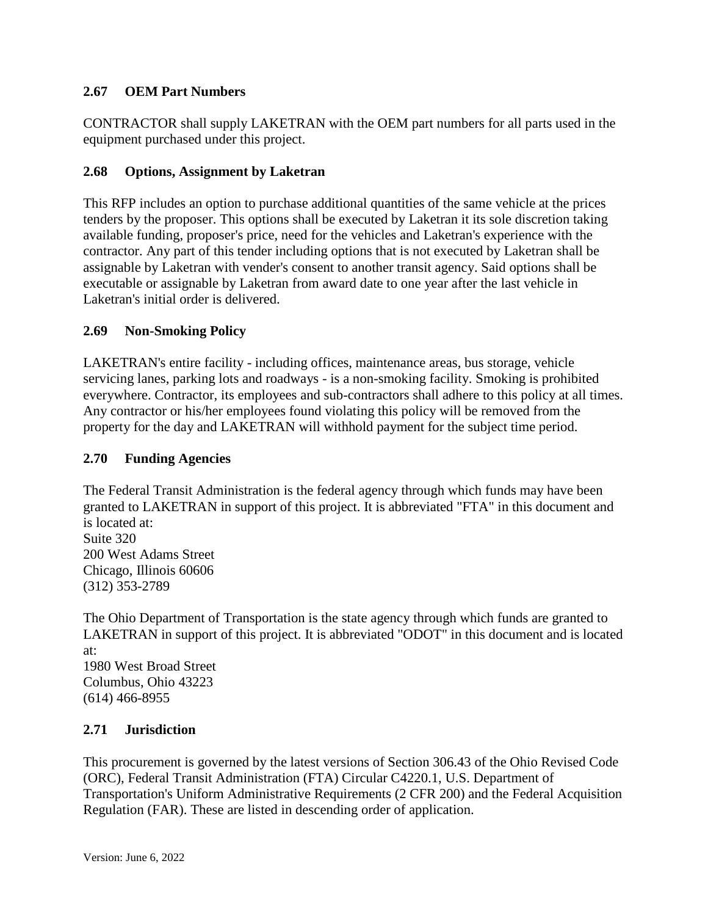### 2.67 OEM Part Numbers

CONTRACTOR shall supply LAKETRAN with the OEM part numbers for all parts used in the equipment purchased under this project.

### 2.68 Options, Assignment by Laketran

This RFP includes an option to purchase additional quantities of the same vehicle at the prices tenders by the proposer. This options shall be executed by Laketran it its sole discretion taking available funding, proposer's price, need for the vehicles and Laketran's experience with the contractor. Any part of this tender including options that is not executed by Laketran shall be assignable by Laketran with vender's consent to another transit agency. Said options shall be executable or assignable by Laketran from award date to one year after the last vehicle in Laketran's initial order is delivered.

### 2.69 Non-Smoking Policy

LAKETRAN's entire facility - including offices, maintenance areas, bus storage, vehicle servicing lanes, parking lots and roadways - is a non-smoking facility. Smoking is prohibited everywhere. Contractor, its employees and sub-contractors shall adhere to this policy at all times. Any contractor or his/her employees found violating this policy will be removed from the property for the day and LAKETRAN will withhold payment for the subject time period.

### 2.70 Funding Agencies

The Federal Transit Administration is the federal agency through which funds may have been granted to LAKETRAN in support of this project. It is abbreviated "FTA" in this document and is located at:
Suite 320
200 West Adams Street
Chicago, Illinois 60606
(312) 353-2789

The Ohio Department of Transportation is the state agency through which funds are granted to LAKETRAN in support of this project. It is abbreviated "ODOT" in this document and is located at:
1980 West Broad Street
Columbus, Ohio 43223
(614) 466-8955

### 2.71 Jurisdiction

This procurement is governed by the latest versions of Section 306.43 of the Ohio Revised Code (ORC), Federal Transit Administration (FTA) Circular C4220.1, U.S. Department of Transportation's Uniform Administrative Requirements (2 CFR 200) and the Federal Acquisition Regulation (FAR). These are listed in descending order of application.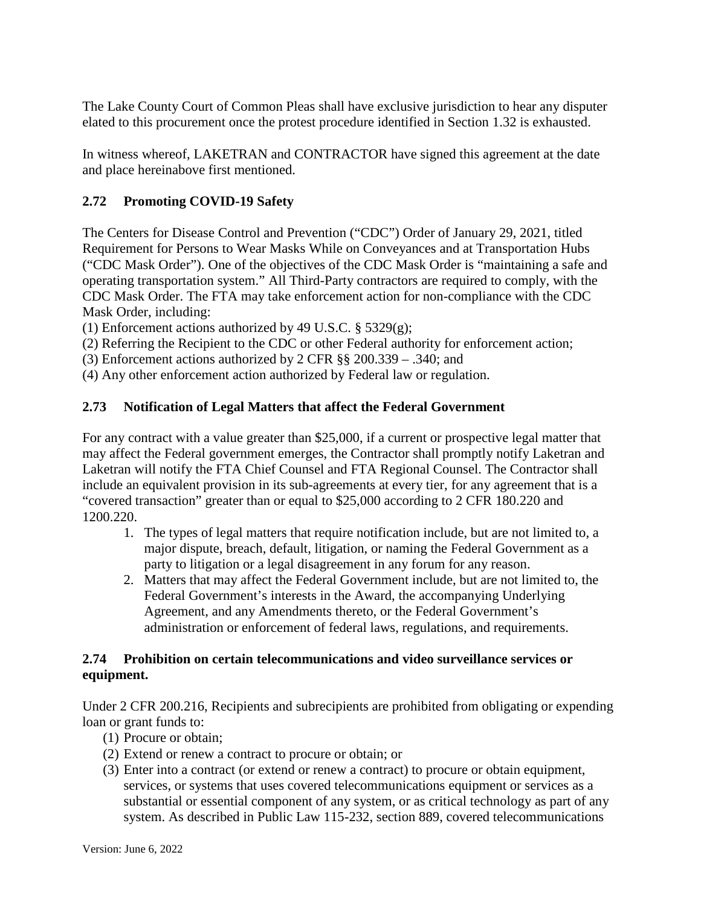The Lake County Court of Common Pleas shall have exclusive jurisdiction to hear any disputer elated to this procurement once the protest procedure identified in Section 1.32 is exhausted.

In witness whereof, LAKETRAN and CONTRACTOR have signed this agreement at the date and place hereinabove first mentioned.

### 2.72 Promoting COVID-19 Safety

The Centers for Disease Control and Prevention ("CDC") Order of January 29, 2021, titled Requirement for Persons to Wear Masks While on Conveyances and at Transportation Hubs ("CDC Mask Order"). One of the objectives of the CDC Mask Order is "maintaining a safe and operating transportation system." All Third-Party contractors are required to comply, with the CDC Mask Order. The FTA may take enforcement action for non-compliance with the CDC Mask Order, including:
(1) Enforcement actions authorized by 49 U.S.C. § 5329(g);
(2) Referring the Recipient to the CDC or other Federal authority for enforcement action;
(3) Enforcement actions authorized by 2 CFR §§ 200.339 – .340; and
(4) Any other enforcement action authorized by Federal law or regulation.

### 2.73 Notification of Legal Matters that affect the Federal Government

For any contract with a value greater than $25,000, if a current or prospective legal matter that may affect the Federal government emerges, the Contractor shall promptly notify Laketran and Laketran will notify the FTA Chief Counsel and FTA Regional Counsel. The Contractor shall include an equivalent provision in its sub-agreements at every tier, for any agreement that is a "covered transaction" greater than or equal to $25,000 according to 2 CFR 180.220 and 1200.220.

1. The types of legal matters that require notification include, but are not limited to, a major dispute, breach, default, litigation, or naming the Federal Government as a party to litigation or a legal disagreement in any forum for any reason.
2. Matters that may affect the Federal Government include, but are not limited to, the Federal Government's interests in the Award, the accompanying Underlying Agreement, and any Amendments thereto, or the Federal Government's administration or enforcement of federal laws, regulations, and requirements.

### 2.74 Prohibition on certain telecommunications and video surveillance services or equipment.

Under 2 CFR 200.216, Recipients and subrecipients are prohibited from obligating or expending loan or grant funds to:

(1) Procure or obtain;
(2) Extend or renew a contract to procure or obtain; or
(3) Enter into a contract (or extend or renew a contract) to procure or obtain equipment, services, or systems that uses covered telecommunications equipment or services as a substantial or essential component of any system, or as critical technology as part of any system. As described in Public Law 115-232, section 889, covered telecommunications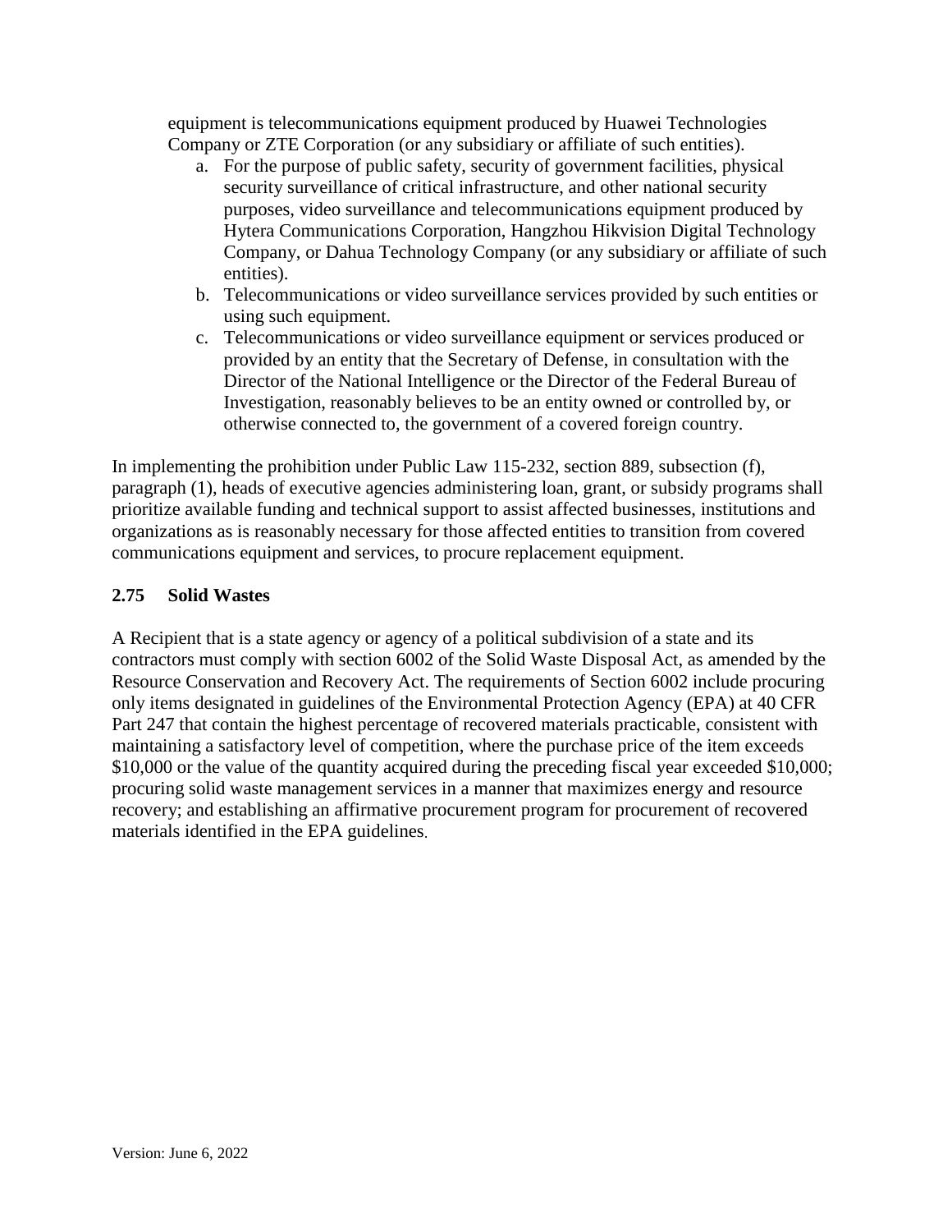equipment is telecommunications equipment produced by Huawei Technologies Company or ZTE Corporation (or any subsidiary or affiliate of such entities).

a. For the purpose of public safety, security of government facilities, physical security surveillance of critical infrastructure, and other national security purposes, video surveillance and telecommunications equipment produced by Hytera Communications Corporation, Hangzhou Hikvision Digital Technology Company, or Dahua Technology Company (or any subsidiary or affiliate of such entities).
b. Telecommunications or video surveillance services provided by such entities or using such equipment.
c. Telecommunications or video surveillance equipment or services produced or provided by an entity that the Secretary of Defense, in consultation with the Director of the National Intelligence or the Director of the Federal Bureau of Investigation, reasonably believes to be an entity owned or controlled by, or otherwise connected to, the government of a covered foreign country.

In implementing the prohibition under Public Law 115-232, section 889, subsection (f), paragraph (1), heads of executive agencies administering loan, grant, or subsidy programs shall prioritize available funding and technical support to assist affected businesses, institutions and organizations as is reasonably necessary for those affected entities to transition from covered communications equipment and services, to procure replacement equipment.

### 2.75 Solid Wastes

A Recipient that is a state agency or agency of a political subdivision of a state and its contractors must comply with section 6002 of the Solid Waste Disposal Act, as amended by the Resource Conservation and Recovery Act. The requirements of Section 6002 include procuring only items designated in guidelines of the Environmental Protection Agency (EPA) at 40 CFR Part 247 that contain the highest percentage of recovered materials practicable, consistent with maintaining a satisfactory level of competition, where the purchase price of the item exceeds $10,000 or the value of the quantity acquired during the preceding fiscal year exceeded $10,000; procuring solid waste management services in a manner that maximizes energy and resource recovery; and establishing an affirmative procurement program for procurement of recovered materials identified in the EPA guidelines.